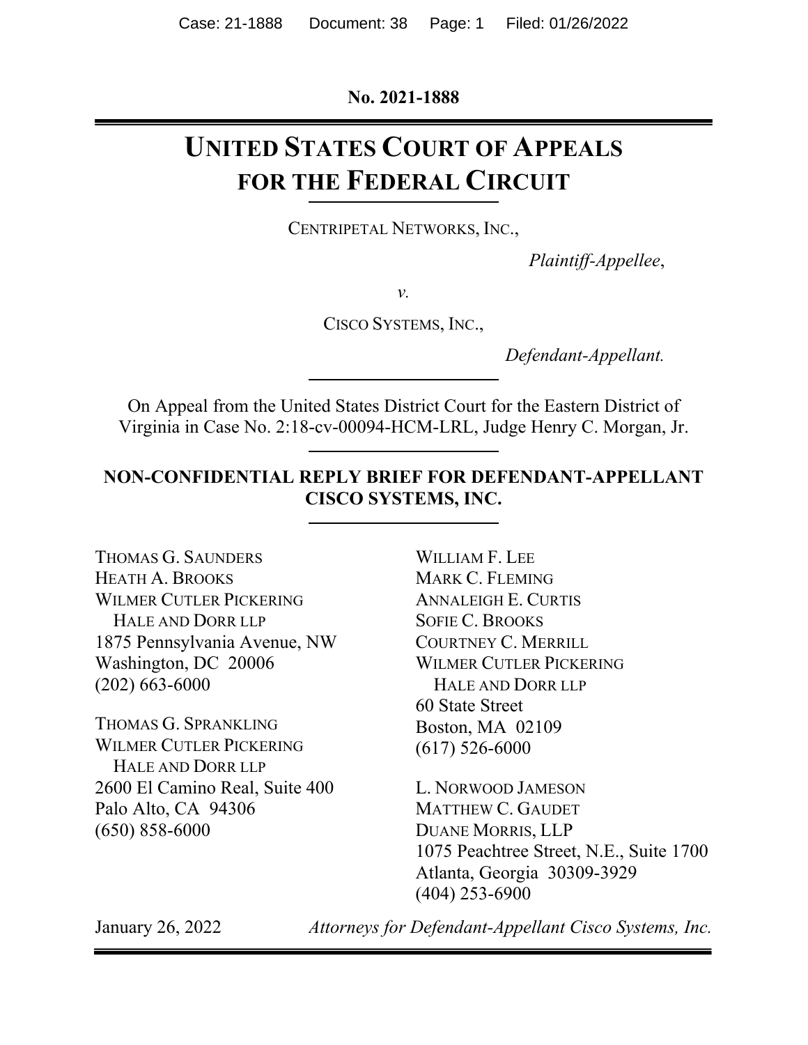**No. 2021-1888**

# UNITED STATES COURT OF APPEALS FOR THE FEDERAL CIRCUIT

CENTRIPETAL NETWORKS, INC.,

*Plaintiff-Appellee*,

*v.*

CISCO SYSTEMS, INC.,

*Defendant-Appellant.*

On Appeal from the United States District Court for the Eastern District of Virginia in Case No. 2:18-cv-00094-HCM-LRL, Judge Henry C. Morgan, Jr.

## NON-CONFIDENTIAL REPLY BRIEF FOR DEFENDANT-APPELLANT CISCO SYSTEMS, INC.

THOMAS G. SAUNDERS
HEATH A. BROOKS
WILMER CUTLER PICKERING
HALE AND DORR LLP
1875 Pennsylvania Avenue, NW
Washington, DC 20006
(202) 663-6000

THOMAS G. SPRANKLING
WILMER CUTLER PICKERING
HALE AND DORR LLP
2600 El Camino Real, Suite 400
Palo Alto, CA 94306
(650) 858-6000

WILLIAM F. LEE
MARK C. FLEMING
ANNALEIGH E. CURTIS
SOFIE C. BROOKS
COURTNEY C. MERRILL
WILMER CUTLER PICKERING
HALE AND DORR LLP
60 State Street
Boston, MA 02109
(617) 526-6000

L. NORWOOD JAMESON
MATTHEW C. GAUDET
DUANE MORRIS, LLP
1075 Peachtree Street, N.E., Suite 1700
Atlanta, Georgia 30309-3929
(404) 253-6900

January 26, 2022

*Attorneys for Defendant-Appellant Cisco Systems, Inc.*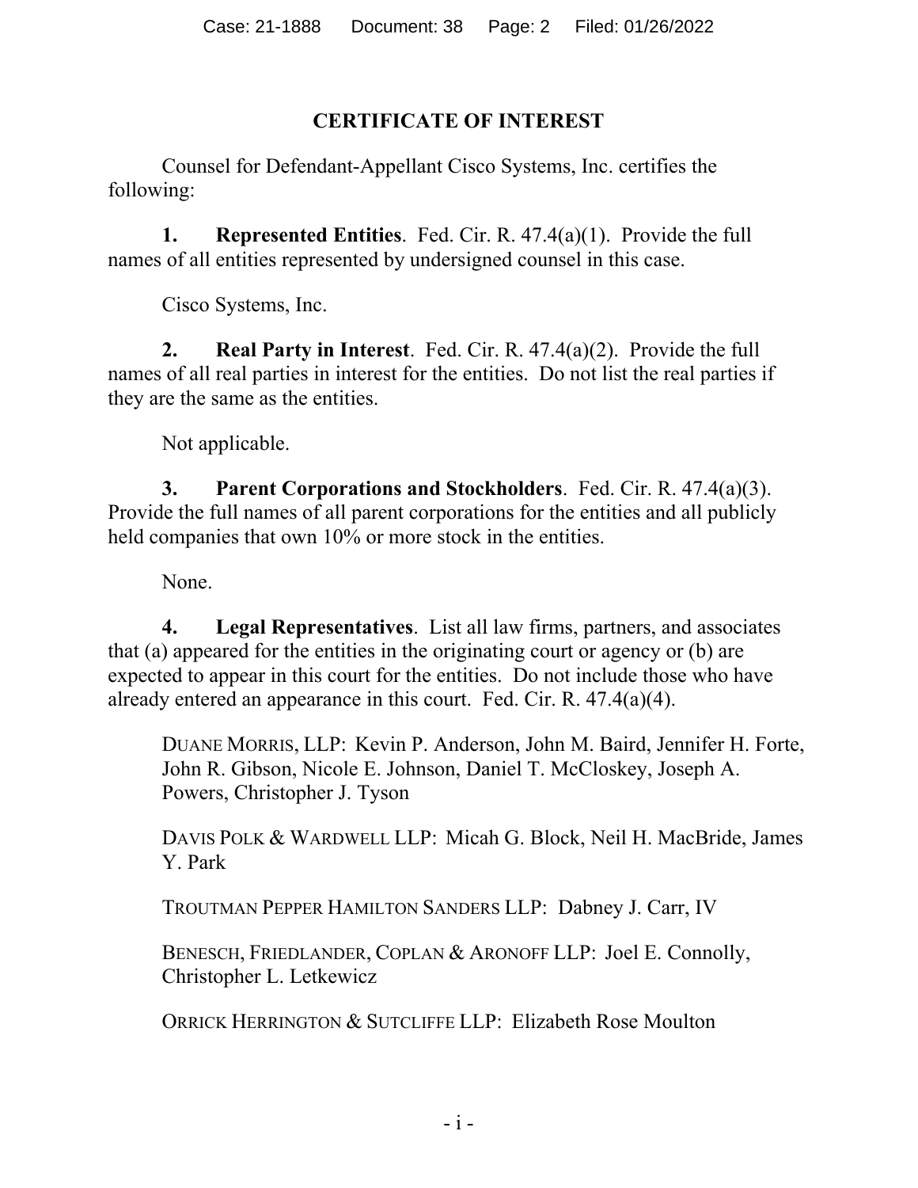## CERTIFICATE OF INTEREST

Counsel for Defendant-Appellant Cisco Systems, Inc. certifies the following:

**1. Represented Entities**. Fed. Cir. R. 47.4(a)(1). Provide the full names of all entities represented by undersigned counsel in this case.

Cisco Systems, Inc.

**2. Real Party in Interest**. Fed. Cir. R. 47.4(a)(2). Provide the full names of all real parties in interest for the entities. Do not list the real parties if they are the same as the entities.

Not applicable.

**3. Parent Corporations and Stockholders**. Fed. Cir. R. 47.4(a)(3). Provide the full names of all parent corporations for the entities and all publicly held companies that own 10% or more stock in the entities.

None.

**4. Legal Representatives**. List all law firms, partners, and associates that (a) appeared for the entities in the originating court or agency or (b) are expected to appear in this court for the entities. Do not include those who have already entered an appearance in this court. Fed. Cir. R. 47.4(a)(4).

DUANE MORRIS, LLP: Kevin P. Anderson, John M. Baird, Jennifer H. Forte, John R. Gibson, Nicole E. Johnson, Daniel T. McCloskey, Joseph A. Powers, Christopher J. Tyson

DAVIS POLK & WARDWELL LLP: Micah G. Block, Neil H. MacBride, James Y. Park

TROUTMAN PEPPER HAMILTON SANDERS LLP: Dabney J. Carr, IV

BENESCH, FRIEDLANDER, COPLAN & ARONOFF LLP: Joel E. Connolly, Christopher L. Letkewicz

ORRICK HERRINGTON & SUTCLIFFE LLP: Elizabeth Rose Moulton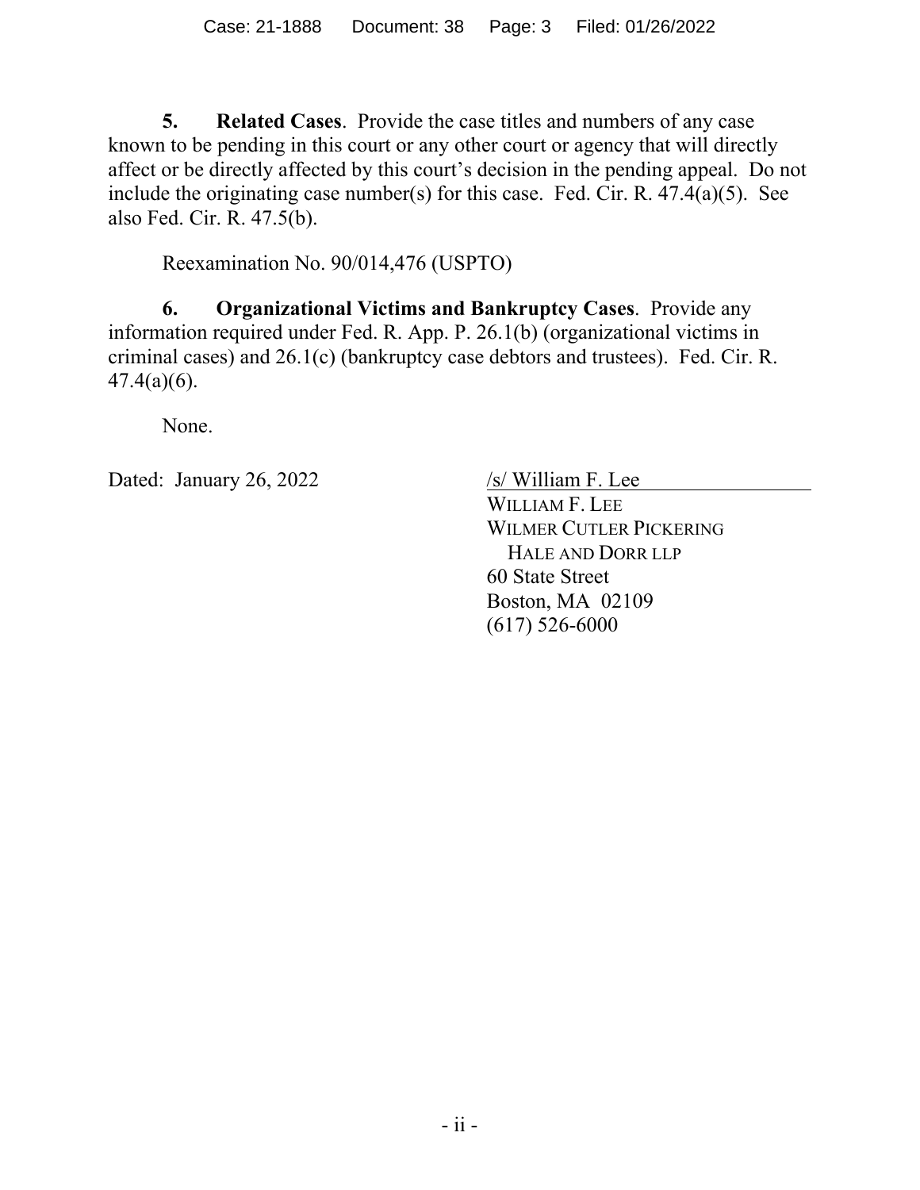**5. Related Cases**. Provide the case titles and numbers of any case known to be pending in this court or any other court or agency that will directly affect or be directly affected by this court's decision in the pending appeal. Do not include the originating case number(s) for this case. Fed. Cir. R. 47.4(a)(5). See also Fed. Cir. R. 47.5(b).

Reexamination No. 90/014,476 (USPTO)

**6. Organizational Victims and Bankruptcy Cases**. Provide any information required under Fed. R. App. P. 26.1(b) (organizational victims in criminal cases) and 26.1(c) (bankruptcy case debtors and trustees). Fed. Cir. R. 47.4(a)(6).

None.

Dated: January 26, 2022

/s/ William F. Lee
WILLIAM F. LEE
WILMER CUTLER PICKERING
HALE AND DORR LLP
60 State Street
Boston, MA 02109
(617) 526-6000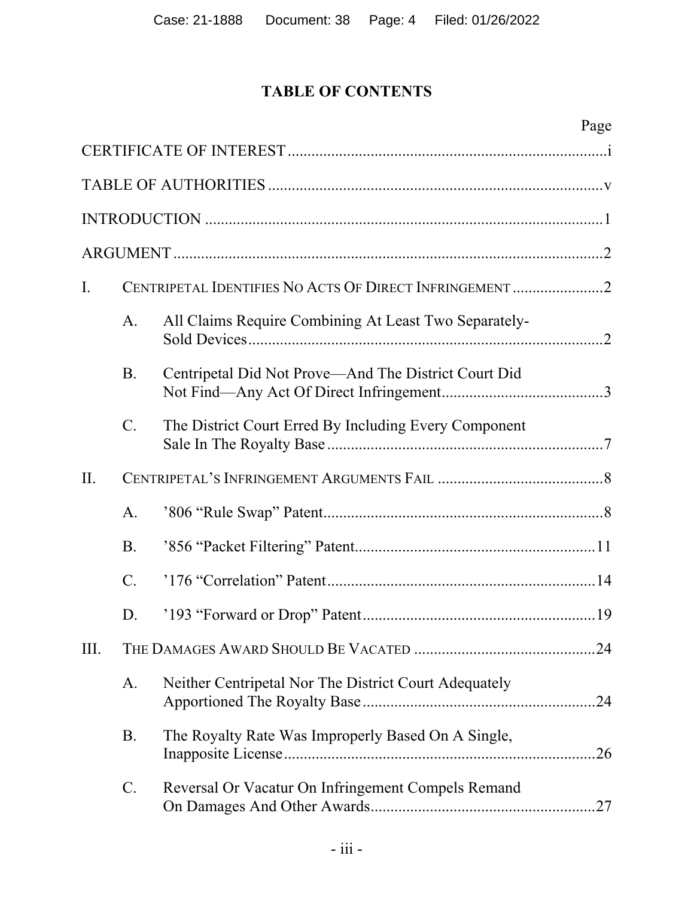# TABLE OF CONTENTS

| | | Page |
|---|---|---|
| CERTIFICATE OF INTEREST | | i |
| TABLE OF AUTHORITIES | | v |
| INTRODUCTION | | 1 |
| ARGUMENT | | 2 |
| I. | CENTRIPETAL IDENTIFIES NO ACTS OF DIRECT INFRINGEMENT | 2 |
| | A. All Claims Require Combining At Least Two Separately-Sold Devices | 2 |
| | B. Centripetal Did Not Prove—And The District Court Did Not Find—Any Act Of Direct Infringement | 3 |
| | C. The District Court Erred By Including Every Component Sale In The Royalty Base | 7 |
| II. | CENTRIPETAL'S INFRINGEMENT ARGUMENTS FAIL | 8 |
| | A. '806 "Rule Swap" Patent | 8 |
| | B. '856 "Packet Filtering" Patent | 11 |
| | C. '176 "Correlation" Patent | 14 |
| | D. '193 "Forward or Drop" Patent | 19 |
| III. | THE DAMAGES AWARD SHOULD BE VACATED | 24 |
| | A. Neither Centripetal Nor The District Court Adequately Apportioned The Royalty Base | 24 |
| | B. The Royalty Rate Was Improperly Based On A Single, Inapposite License | 26 |
| | C. Reversal Or Vacatur On Infringement Compels Remand On Damages And Other Awards | 27 |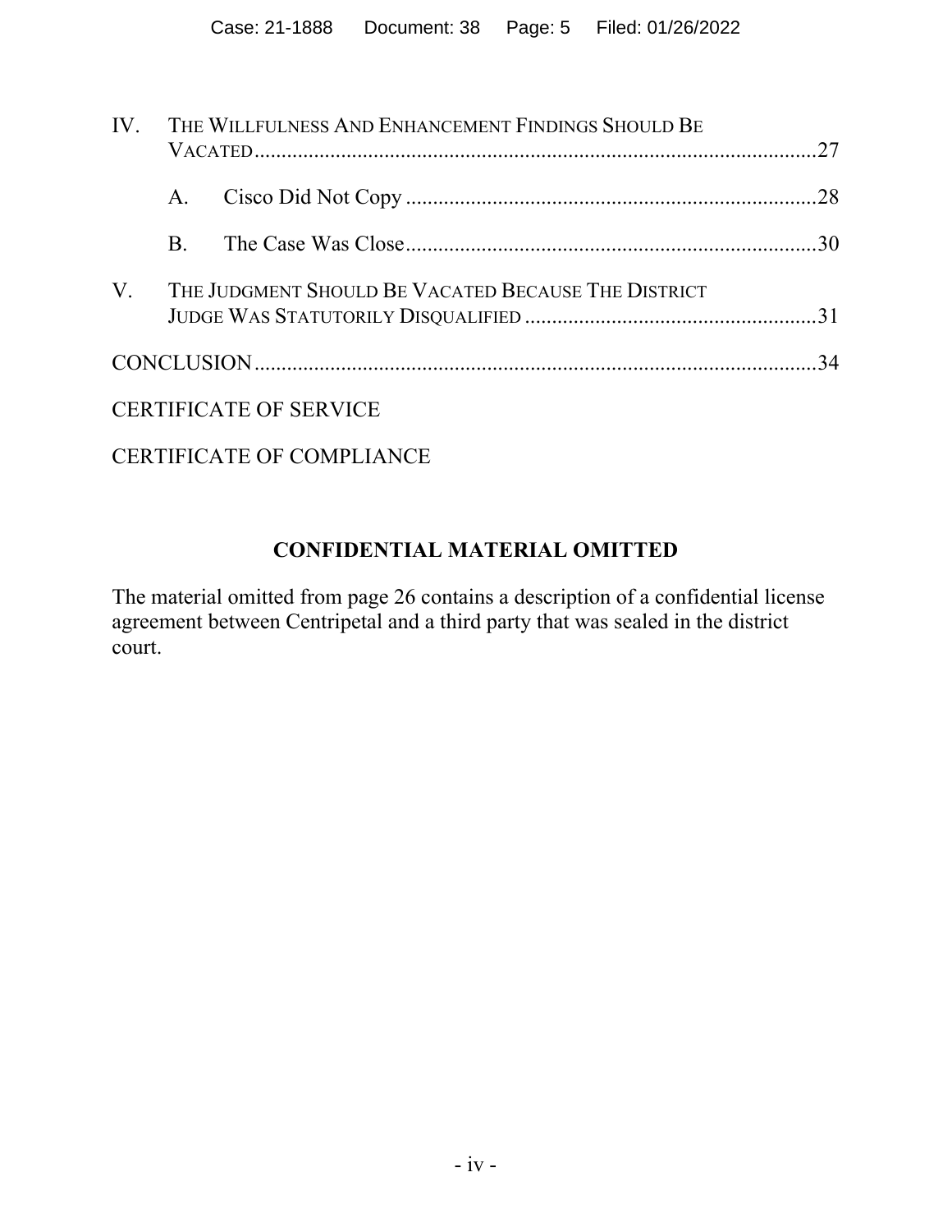IV. THE WILLFULNESS AND ENHANCEMENT FINDINGS SHOULD BE VACATED ........................................................................................................ 27

A. Cisco Did Not Copy ........................................................................... 28

B. The Case Was Close ........................................................................... 30

V. THE JUDGMENT SHOULD BE VACATED BECAUSE THE DISTRICT JUDGE WAS STATUTORILY DISQUALIFIED ...................................................... 31

CONCLUSION ........................................................................................................ 34

CERTIFICATE OF SERVICE

CERTIFICATE OF COMPLIANCE

**CONFIDENTIAL MATERIAL OMITTED**

The material omitted from page 26 contains a description of a confidential license agreement between Centripetal and a third party that was sealed in the district court.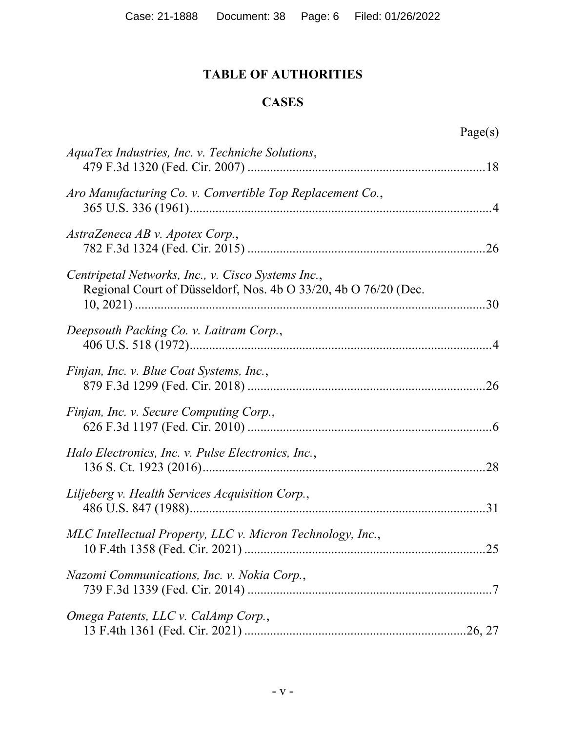## TABLE OF AUTHORITIES

### CASES

Page(s)

*AquaTex Industries, Inc. v. Techniche Solutions*,
479 F.3d 1320 (Fed. Cir. 2007) .......................................................................... 18

*Aro Manufacturing Co. v. Convertible Top Replacement Co.*,
365 U.S. 336 (1961) ............................................................................................ 4

*AstraZeneca AB v. Apotex Corp.*,
782 F.3d 1324 (Fed. Cir. 2015) .......................................................................... 26

*Centripetal Networks, Inc., v. Cisco Systems Inc.*,
Regional Court of Düsseldorf, Nos. 4b O 33/20, 4b O 76/20 (Dec. 10, 2021) .............................................................................................................. 30

*Deepsouth Packing Co. v. Laitram Corp.*,
406 U.S. 518 (1972) ............................................................................................ 4

*Finjan, Inc. v. Blue Coat Systems, Inc.*,
879 F.3d 1299 (Fed. Cir. 2018) .......................................................................... 26

*Finjan, Inc. v. Secure Computing Corp.*,
626 F.3d 1197 (Fed. Cir. 2010) ............................................................................ 6

*Halo Electronics, Inc. v. Pulse Electronics, Inc.*,
136 S. Ct. 1923 (2016) ........................................................................................ 28

*Liljeberg v. Health Services Acquisition Corp.*,
486 U.S. 847 (1988) ............................................................................................ 31

*MLC Intellectual Property, LLC v. Micron Technology, Inc.*,
10 F.4th 1358 (Fed. Cir. 2021) ........................................................................... 25

*Nazomi Communications, Inc. v. Nokia Corp.*,
739 F.3d 1339 (Fed. Cir. 2014) ............................................................................ 7

*Omega Patents, LLC v. CalAmp Corp.*,
13 F.4th 1361 (Fed. Cir. 2021) ...................................................................... 26, 27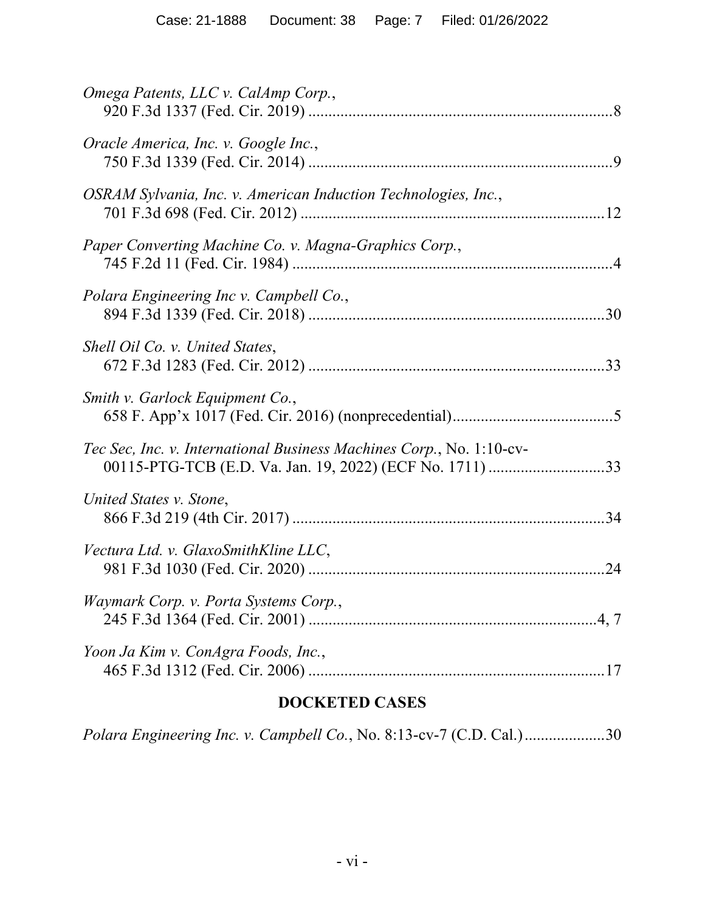*Omega Patents, LLC v. CalAmp Corp.*,
920 F.3d 1337 (Fed. Cir. 2019) ............................................................................8

*Oracle America, Inc. v. Google Inc.*,
750 F.3d 1339 (Fed. Cir. 2014) ............................................................................9

*OSRAM Sylvania, Inc. v. American Induction Technologies, Inc.*,
701 F.3d 698 (Fed. Cir. 2012) ............................................................................12

*Paper Converting Machine Co. v. Magna-Graphics Corp.*,
745 F.2d 11 (Fed. Cir. 1984) ................................................................................4

*Polara Engineering Inc v. Campbell Co.*,
894 F.3d 1339 (Fed. Cir. 2018) ..........................................................................30

*Shell Oil Co. v. United States*,
672 F.3d 1283 (Fed. Cir. 2012) ..........................................................................33

*Smith v. Garlock Equipment Co.*,
658 F. App'x 1017 (Fed. Cir. 2016) (nonprecedential)........................................5

*Tec Sec, Inc. v. International Business Machines Corp.*, No. 1:10-cv-00115-PTG-TCB (E.D. Va. Jan. 19, 2022) (ECF No. 1711) ............................33

*United States v. Stone*,
866 F.3d 219 (4th Cir. 2017) ..............................................................................34

*Vectura Ltd. v. GlaxoSmithKline LLC*,
981 F.3d 1030 (Fed. Cir. 2020) ..........................................................................24

*Waymark Corp. v. Porta Systems Corp.*,
245 F.3d 1364 (Fed. Cir. 2001) ........................................................................4, 7

*Yoon Ja Kim v. ConAgra Foods, Inc.*,
465 F.3d 1312 (Fed. Cir. 2006) ..........................................................................17

## DOCKETED CASES

*Polara Engineering Inc. v. Campbell Co.*, No. 8:13-cv-7 (C.D. Cal.)...................30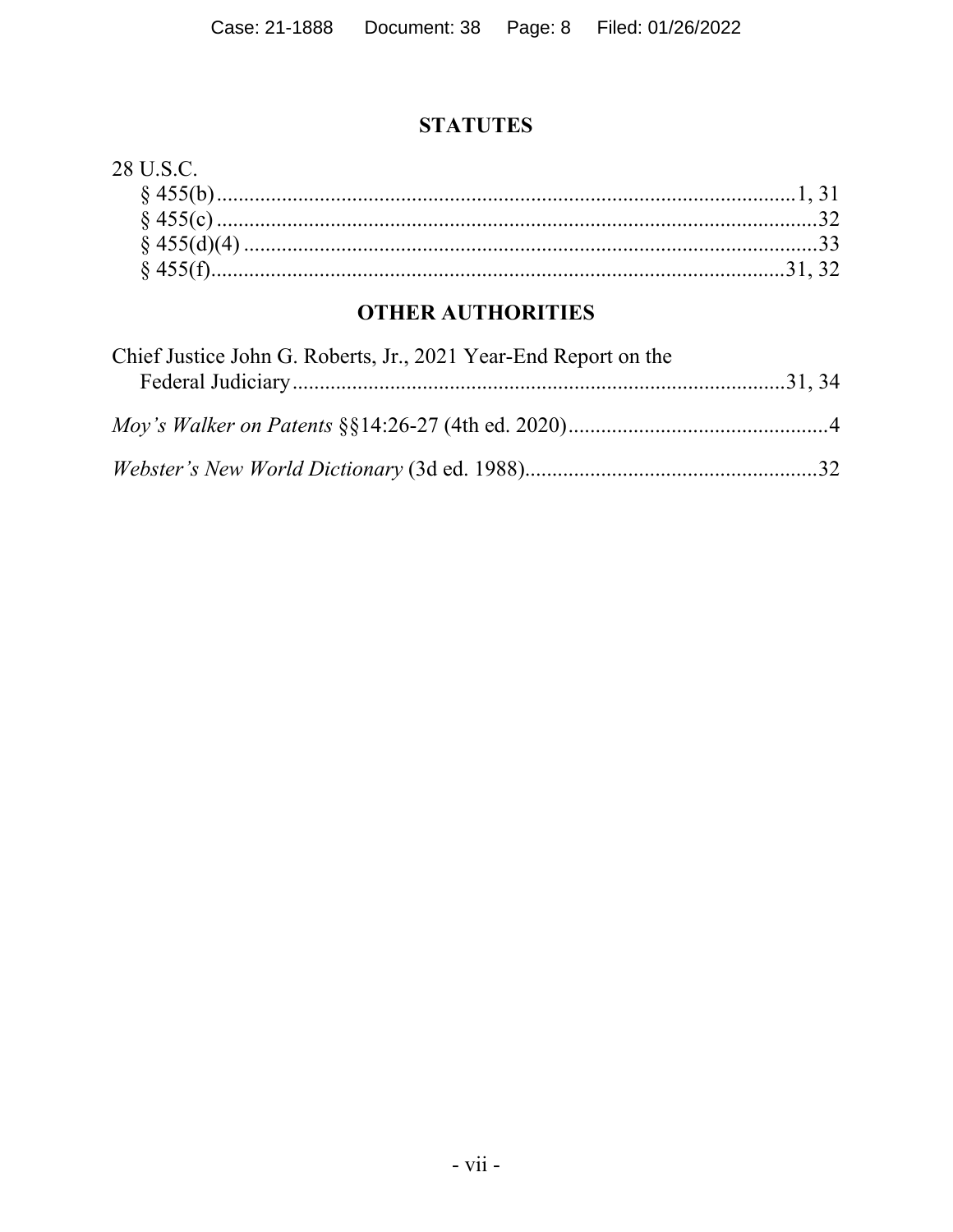## STATUTES

28 U.S.C.

§ 455(b) .......................................................................................................1, 31

§ 455(c) ..........................................................................................................32

§ 455(d)(4) .....................................................................................................33

§ 455(f)......................................................................................................31, 32

## OTHER AUTHORITIES

Chief Justice John G. Roberts, Jr., 2021 Year-End Report on the Federal Judiciary..........................................................................................31, 34

*Moy's Walker on Patents* §§14:26-27 (4th ed. 2020)................................................4

*Webster's New World Dictionary* (3d ed. 1988).....................................................32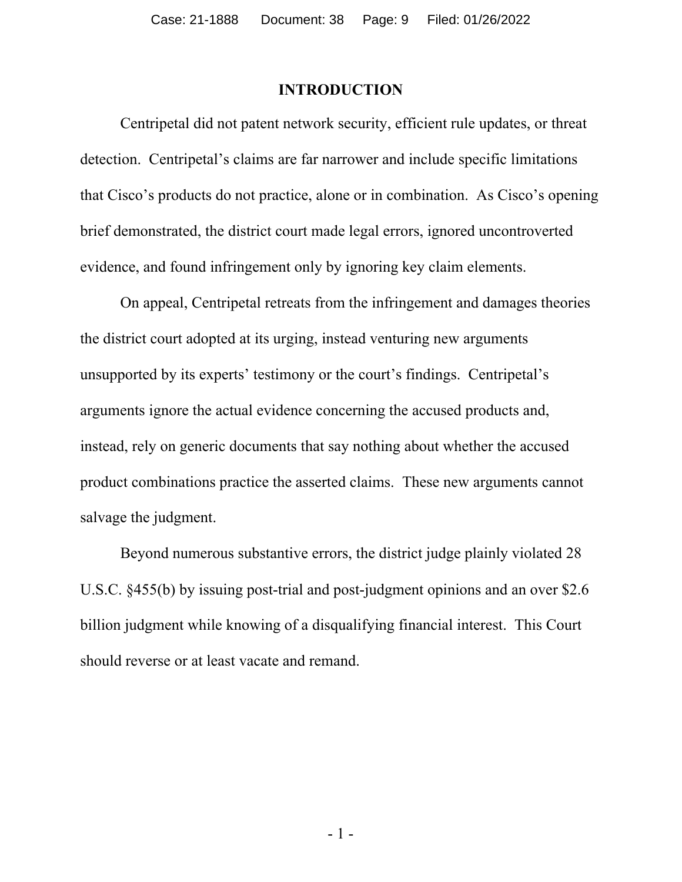## INTRODUCTION

Centripetal did not patent network security, efficient rule updates, or threat detection. Centripetal's claims are far narrower and include specific limitations that Cisco's products do not practice, alone or in combination. As Cisco's opening brief demonstrated, the district court made legal errors, ignored uncontroverted evidence, and found infringement only by ignoring key claim elements.

On appeal, Centripetal retreats from the infringement and damages theories the district court adopted at its urging, instead venturing new arguments unsupported by its experts' testimony or the court's findings. Centripetal's arguments ignore the actual evidence concerning the accused products and, instead, rely on generic documents that say nothing about whether the accused product combinations practice the asserted claims. These new arguments cannot salvage the judgment.

Beyond numerous substantive errors, the district judge plainly violated 28 U.S.C. §455(b) by issuing post-trial and post-judgment opinions and an over $2.6 billion judgment while knowing of a disqualifying financial interest. This Court should reverse or at least vacate and remand.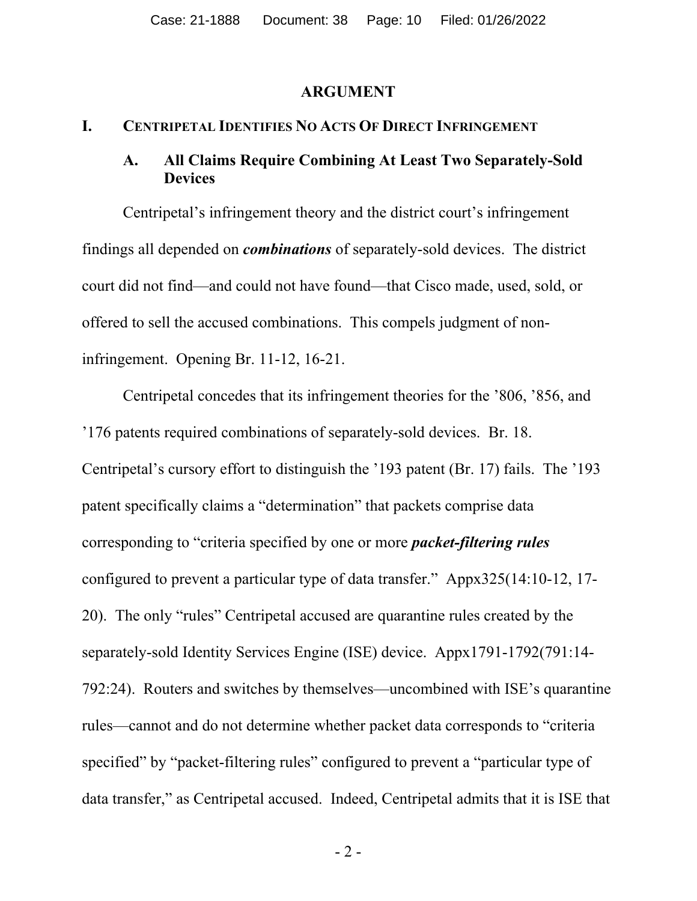## ARGUMENT

### I. CENTRIPETAL IDENTIFIES NO ACTS OF DIRECT INFRINGEMENT

#### A. All Claims Require Combining At Least Two Separately-Sold Devices

Centripetal's infringement theory and the district court's infringement findings all depended on ***combinations*** of separately-sold devices. The district court did not find—and could not have found—that Cisco made, used, sold, or offered to sell the accused combinations. This compels judgment of non-infringement. Opening Br. 11-12, 16-21.

Centripetal concedes that its infringement theories for the '806, '856, and '176 patents required combinations of separately-sold devices. Br. 18. Centripetal's cursory effort to distinguish the '193 patent (Br. 17) fails. The '193 patent specifically claims a "determination" that packets comprise data corresponding to "criteria specified by one or more ***packet-filtering rules*** configured to prevent a particular type of data transfer." Appx325(14:10-12, 17-20). The only "rules" Centripetal accused are quarantine rules created by the separately-sold Identity Services Engine (ISE) device. Appx1791-1792(791:14-792:24). Routers and switches by themselves—uncombined with ISE's quarantine rules—cannot and do not determine whether packet data corresponds to "criteria specified" by "packet-filtering rules" configured to prevent a "particular type of data transfer," as Centripetal accused. Indeed, Centripetal admits that it is ISE that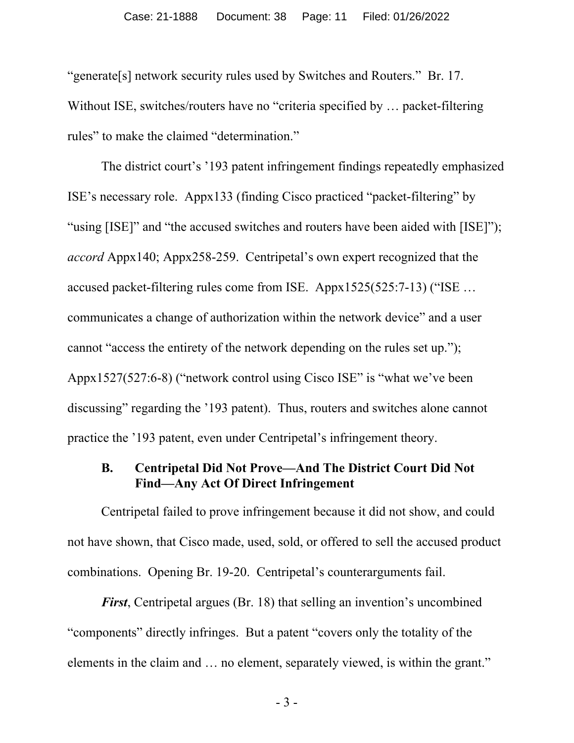"generate[s] network security rules used by Switches and Routers." Br. 17. Without ISE, switches/routers have no "criteria specified by … packet-filtering rules" to make the claimed "determination."

The district court's '193 patent infringement findings repeatedly emphasized ISE's necessary role. Appx133 (finding Cisco practiced "packet-filtering" by "using [ISE]" and "the accused switches and routers have been aided with [ISE]"); *accord* Appx140; Appx258-259. Centripetal's own expert recognized that the accused packet-filtering rules come from ISE. Appx1525(525:7-13) ("ISE … communicates a change of authorization within the network device" and a user cannot "access the entirety of the network depending on the rules set up."); Appx1527(527:6-8) ("network control using Cisco ISE" is "what we've been discussing" regarding the '193 patent). Thus, routers and switches alone cannot practice the '193 patent, even under Centripetal's infringement theory.

### B. Centripetal Did Not Prove—And The District Court Did Not Find—Any Act Of Direct Infringement

Centripetal failed to prove infringement because it did not show, and could not have shown, that Cisco made, used, sold, or offered to sell the accused product combinations. Opening Br. 19-20. Centripetal's counterarguments fail.

***First***, Centripetal argues (Br. 18) that selling an invention's uncombined "components" directly infringes. But a patent "covers only the totality of the elements in the claim and … no element, separately viewed, is within the grant."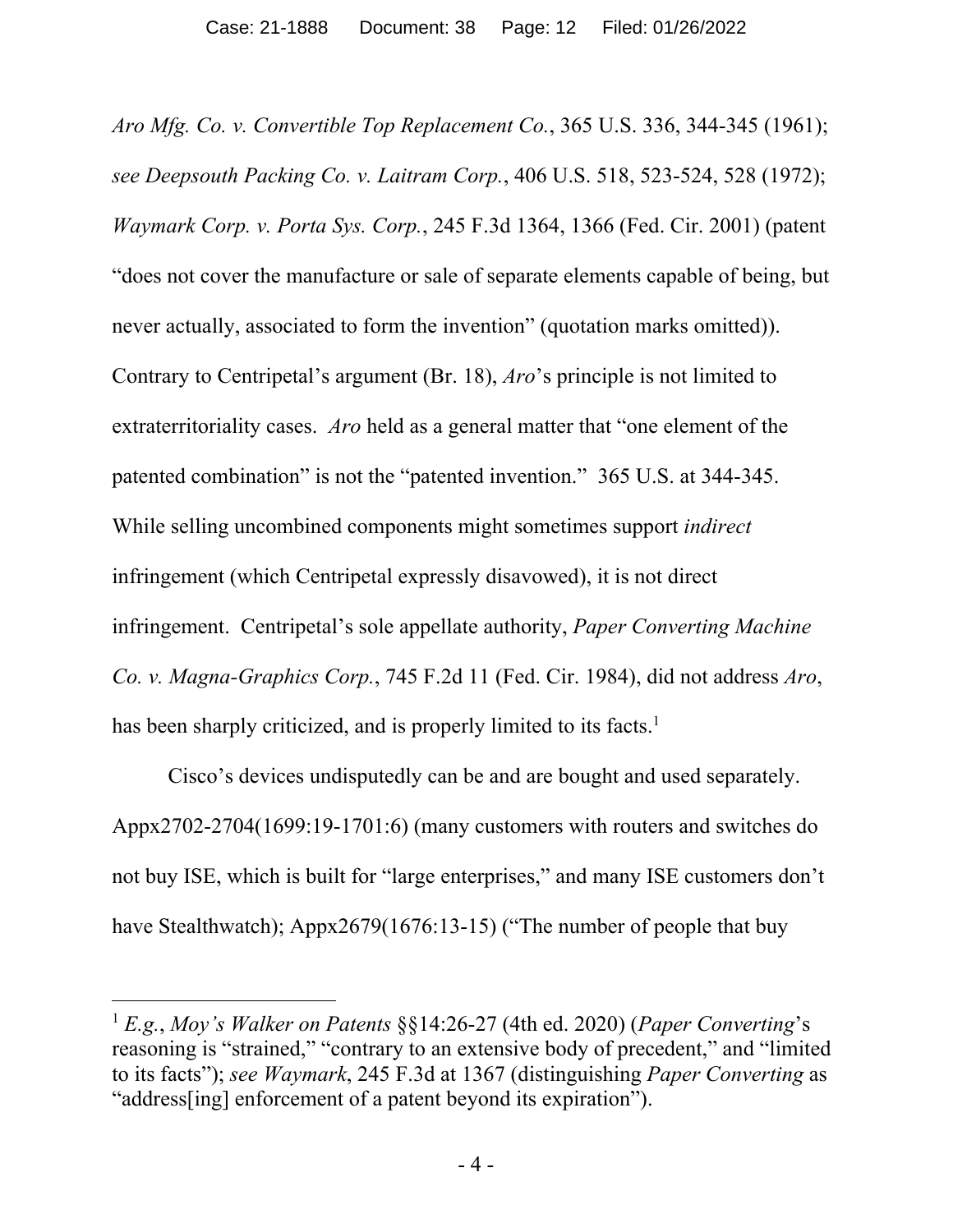*Aro Mfg. Co. v. Convertible Top Replacement Co.*, 365 U.S. 336, 344-345 (1961); *see Deepsouth Packing Co. v. Laitram Corp.*, 406 U.S. 518, 523-524, 528 (1972); *Waymark Corp. v. Porta Sys. Corp.*, 245 F.3d 1364, 1366 (Fed. Cir. 2001) (patent "does not cover the manufacture or sale of separate elements capable of being, but never actually, associated to form the invention" (quotation marks omitted)). Contrary to Centripetal's argument (Br. 18), *Aro*'s principle is not limited to extraterritoriality cases. *Aro* held as a general matter that "one element of the patented combination" is not the "patented invention." 365 U.S. at 344-345. While selling uncombined components might sometimes support *indirect* infringement (which Centripetal expressly disavowed), it is not direct infringement. Centripetal's sole appellate authority, *Paper Converting Machine Co. v. Magna-Graphics Corp.*, 745 F.2d 11 (Fed. Cir. 1984), did not address *Aro*, has been sharply criticized, and is properly limited to its facts.[1]

Cisco's devices undisputedly can be and are bought and used separately. Appx2702-2704(1699:19-1701:6) (many customers with routers and switches do not buy ISE, which is built for "large enterprises," and many ISE customers don't have Stealthwatch); Appx2679(1676:13-15) ("The number of people that buy

---

[1] *E.g.*, *Moy's Walker on Patents* §§14:26-27 (4th ed. 2020) (*Paper Converting*'s reasoning is "strained," "contrary to an extensive body of precedent," and "limited to its facts"); *see Waymark*, 245 F.3d at 1367 (distinguishing *Paper Converting* as "address[ing] enforcement of a patent beyond its expiration").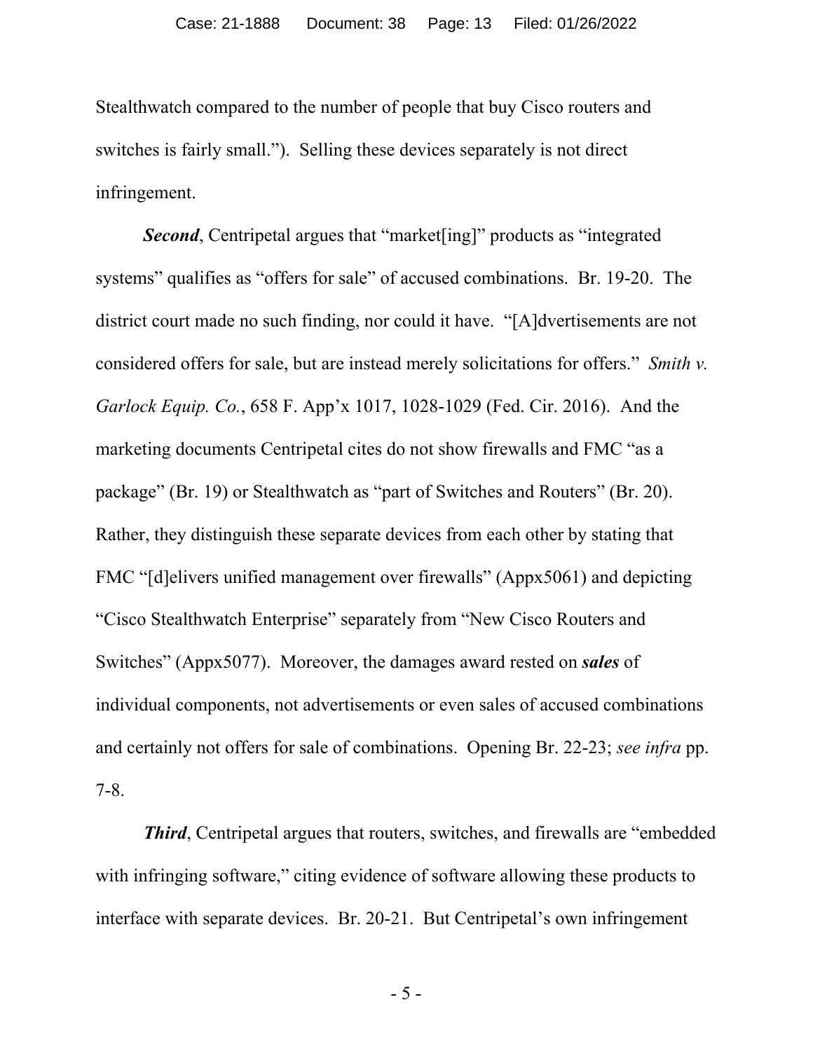Stealthwatch compared to the number of people that buy Cisco routers and switches is fairly small."). Selling these devices separately is not direct infringement.

***Second***, Centripetal argues that "market[ing]" products as "integrated systems" qualifies as "offers for sale" of accused combinations. Br. 19-20. The district court made no such finding, nor could it have. "[A]dvertisements are not considered offers for sale, but are instead merely solicitations for offers." *Smith v. Garlock Equip. Co.*, 658 F. App'x 1017, 1028-1029 (Fed. Cir. 2016). And the marketing documents Centripetal cites do not show firewalls and FMC "as a package" (Br. 19) or Stealthwatch as "part of Switches and Routers" (Br. 20). Rather, they distinguish these separate devices from each other by stating that FMC "[d]elivers unified management over firewalls" (Appx5061) and depicting "Cisco Stealthwatch Enterprise" separately from "New Cisco Routers and Switches" (Appx5077). Moreover, the damages award rested on ***sales*** of individual components, not advertisements or even sales of accused combinations and certainly not offers for sale of combinations. Opening Br. 22-23; *see infra* pp. 7-8.

***Third***, Centripetal argues that routers, switches, and firewalls are "embedded with infringing software," citing evidence of software allowing these products to interface with separate devices. Br. 20-21. But Centripetal's own infringement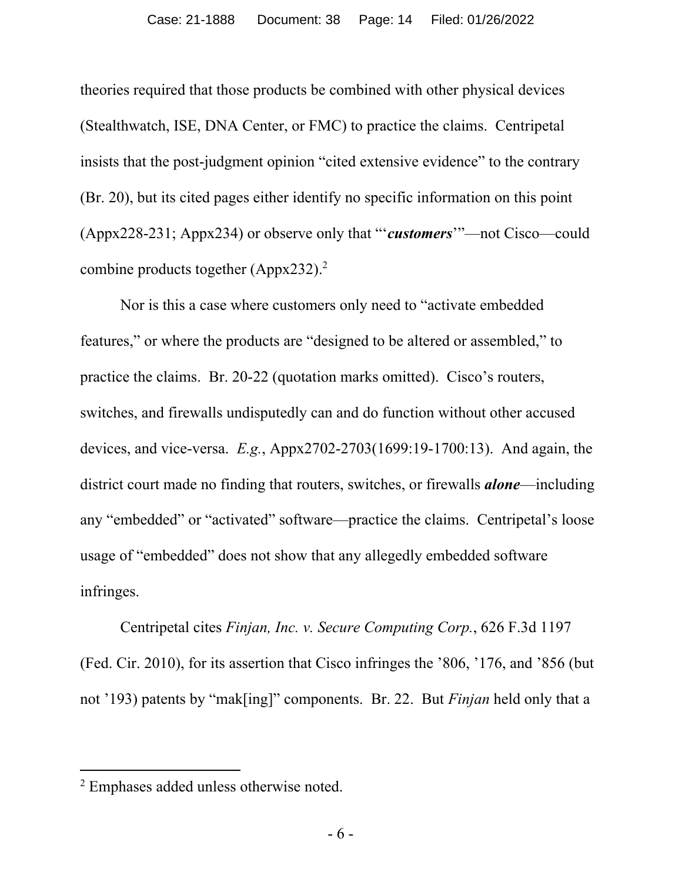theories required that those products be combined with other physical devices (Stealthwatch, ISE, DNA Center, or FMC) to practice the claims. Centripetal insists that the post-judgment opinion "cited extensive evidence" to the contrary (Br. 20), but its cited pages either identify no specific information on this point (Appx228-231; Appx234) or observe only that "'***customers***'"—not Cisco—could combine products together (Appx232).[2]

Nor is this a case where customers only need to "activate embedded features," or where the products are "designed to be altered or assembled," to practice the claims. Br. 20-22 (quotation marks omitted). Cisco's routers, switches, and firewalls undisputedly can and do function without other accused devices, and vice-versa. *E.g.*, Appx2702-2703(1699:19-1700:13). And again, the district court made no finding that routers, switches, or firewalls ***alone***—including any "embedded" or "activated" software—practice the claims. Centripetal's loose usage of "embedded" does not show that any allegedly embedded software infringes.

Centripetal cites *Finjan, Inc. v. Secure Computing Corp.*, 626 F.3d 1197 (Fed. Cir. 2010), for its assertion that Cisco infringes the '806, '176, and '856 (but not '193) patents by "mak[ing]" components. Br. 22. But *Finjan* held only that a

---

[2] Emphases added unless otherwise noted.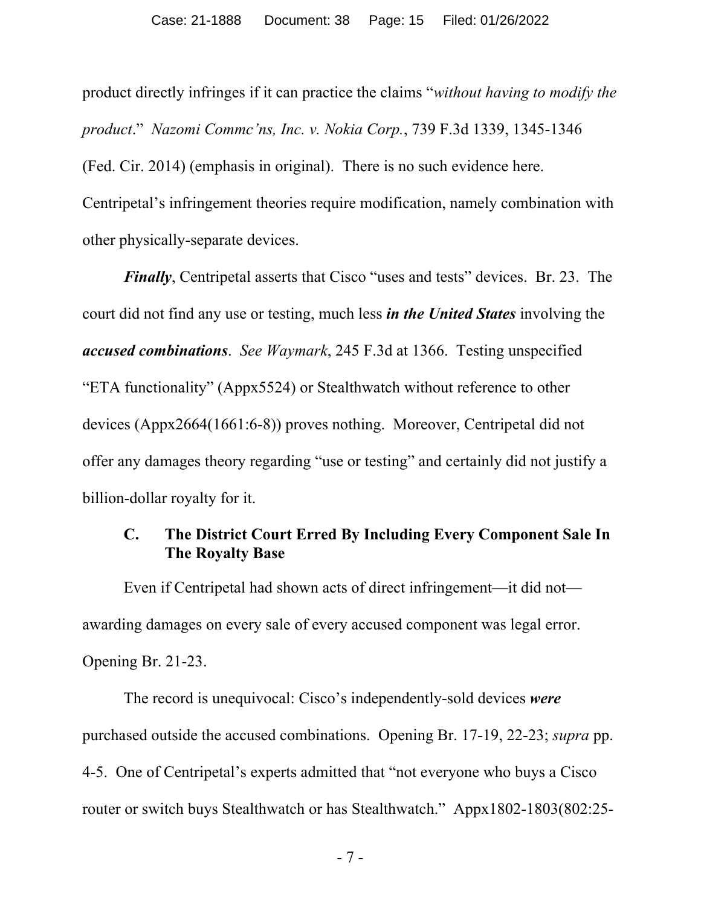product directly infringes if it can practice the claims "*without having to modify the product*." *Nazomi Commc'ns, Inc. v. Nokia Corp.*, 739 F.3d 1339, 1345-1346 (Fed. Cir. 2014) (emphasis in original). There is no such evidence here. Centripetal's infringement theories require modification, namely combination with other physically-separate devices.

***Finally***, Centripetal asserts that Cisco "uses and tests" devices. Br. 23. The court did not find any use or testing, much less ***in the United States*** involving the ***accused combinations***. *See Waymark*, 245 F.3d at 1366. Testing unspecified "ETA functionality" (Appx5524) or Stealthwatch without reference to other devices (Appx2664(1661:6-8)) proves nothing. Moreover, Centripetal did not offer any damages theory regarding "use or testing" and certainly did not justify a billion-dollar royalty for it.

### C. The District Court Erred By Including Every Component Sale In The Royalty Base

Even if Centripetal had shown acts of direct infringement—it did not—awarding damages on every sale of every accused component was legal error. Opening Br. 21-23.

The record is unequivocal: Cisco's independently-sold devices ***were*** purchased outside the accused combinations. Opening Br. 17-19, 22-23; *supra* pp. 4-5. One of Centripetal's experts admitted that "not everyone who buys a Cisco router or switch buys Stealthwatch or has Stealthwatch." Appx1802-1803(802:25-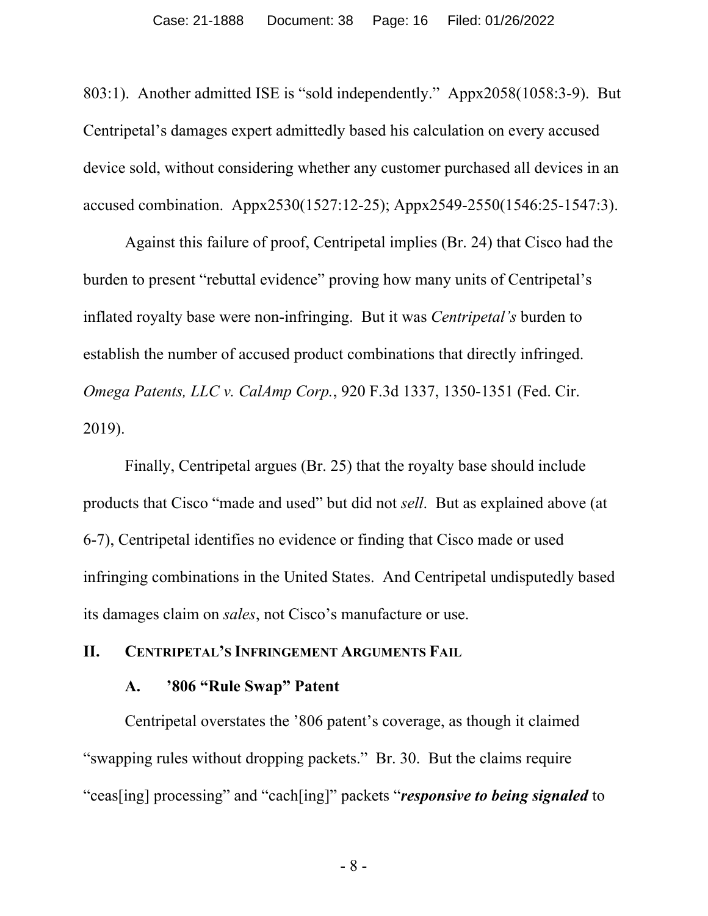803:1). Another admitted ISE is "sold independently." Appx2058(1058:3-9). But Centripetal's damages expert admittedly based his calculation on every accused device sold, without considering whether any customer purchased all devices in an accused combination. Appx2530(1527:12-25); Appx2549-2550(1546:25-1547:3).

Against this failure of proof, Centripetal implies (Br. 24) that Cisco had the burden to present "rebuttal evidence" proving how many units of Centripetal's inflated royalty base were non-infringing. But it was *Centripetal's* burden to establish the number of accused product combinations that directly infringed. *Omega Patents, LLC v. CalAmp Corp.*, 920 F.3d 1337, 1350-1351 (Fed. Cir. 2019).

Finally, Centripetal argues (Br. 25) that the royalty base should include products that Cisco "made and used" but did not *sell*. But as explained above (at 6-7), Centripetal identifies no evidence or finding that Cisco made or used infringing combinations in the United States. And Centripetal undisputedly based its damages claim on *sales*, not Cisco's manufacture or use.

## II. Centripetal's Infringement Arguments Fail

### A. '806 "Rule Swap" Patent

Centripetal overstates the '806 patent's coverage, as though it claimed "swapping rules without dropping packets." Br. 30. But the claims require "ceas[ing] processing" and "cach[ing]" packets "***responsive to being signaled*** to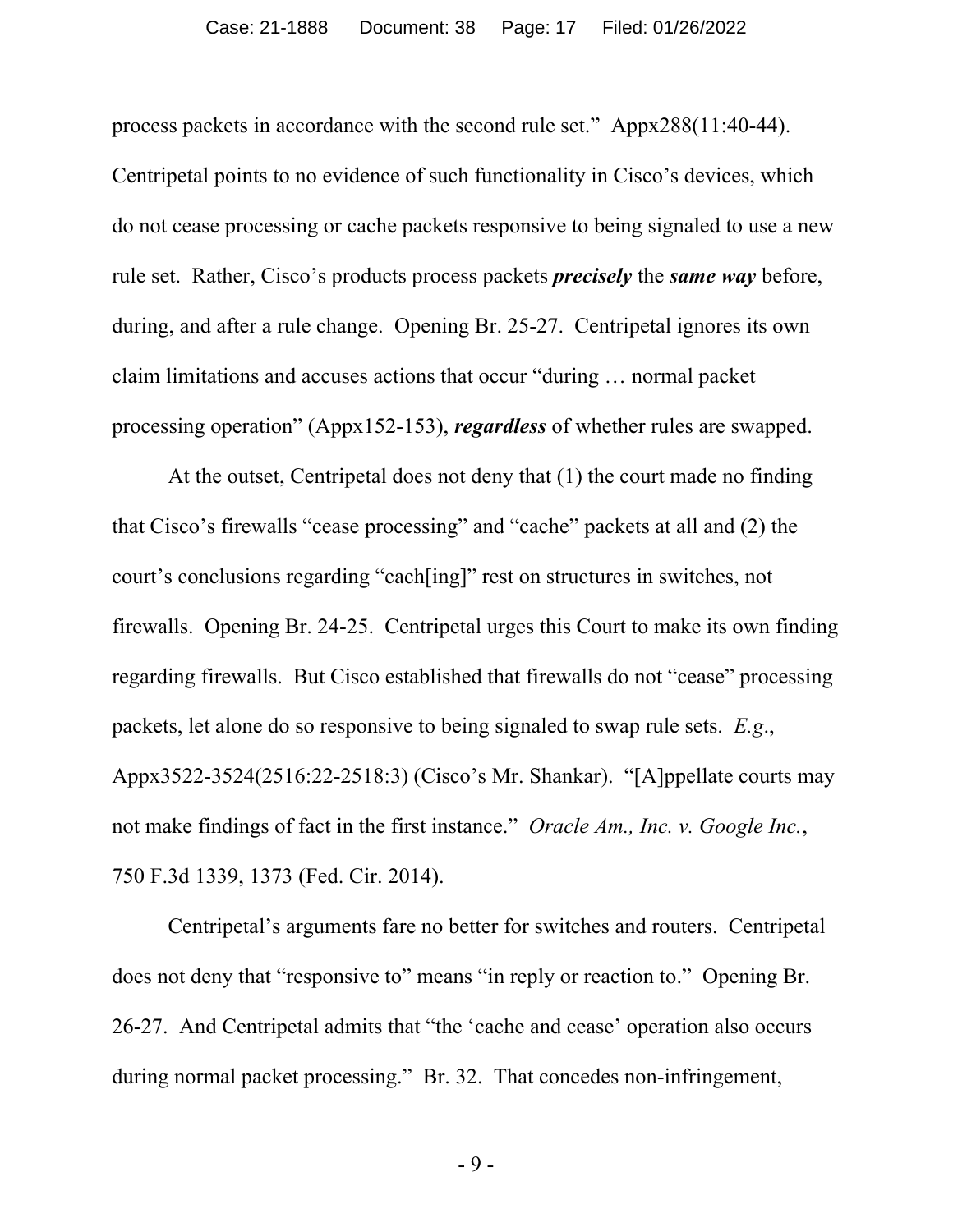process packets in accordance with the second rule set." Appx288(11:40-44). Centripetal points to no evidence of such functionality in Cisco's devices, which do not cease processing or cache packets responsive to being signaled to use a new rule set. Rather, Cisco's products process packets ***precisely*** the ***same way*** before, during, and after a rule change. Opening Br. 25-27. Centripetal ignores its own claim limitations and accuses actions that occur "during … normal packet processing operation" (Appx152-153), ***regardless*** of whether rules are swapped.

At the outset, Centripetal does not deny that (1) the court made no finding that Cisco's firewalls "cease processing" and "cache" packets at all and (2) the court's conclusions regarding "cach[ing]" rest on structures in switches, not firewalls. Opening Br. 24-25. Centripetal urges this Court to make its own finding regarding firewalls. But Cisco established that firewalls do not "cease" processing packets, let alone do so responsive to being signaled to swap rule sets. *E.g.*, Appx3522-3524(2516:22-2518:3) (Cisco's Mr. Shankar). "[A]ppellate courts may not make findings of fact in the first instance." *Oracle Am., Inc. v. Google Inc.*, 750 F.3d 1339, 1373 (Fed. Cir. 2014).

Centripetal's arguments fare no better for switches and routers. Centripetal does not deny that "responsive to" means "in reply or reaction to." Opening Br. 26-27. And Centripetal admits that "the 'cache and cease' operation also occurs during normal packet processing." Br. 32. That concedes non-infringement,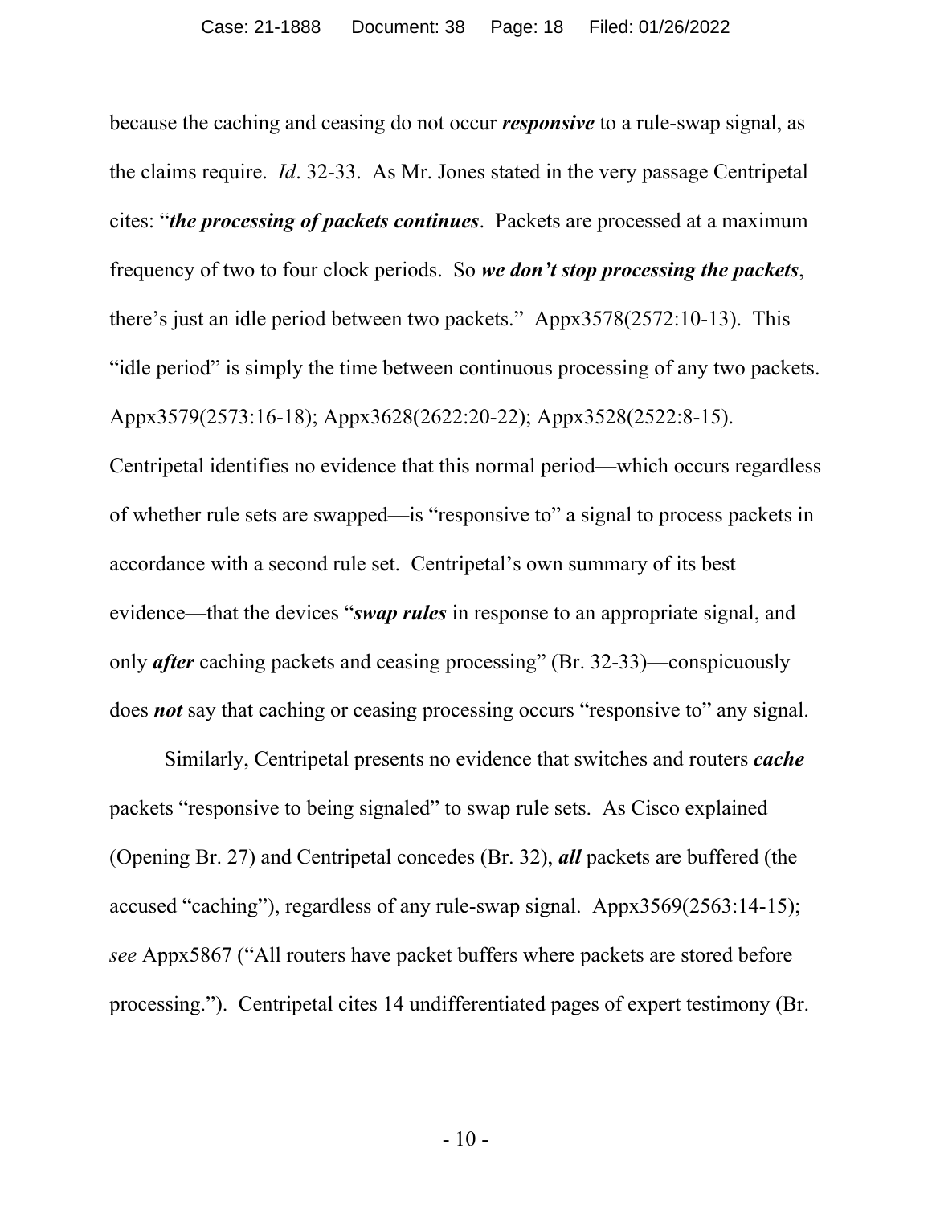because the caching and ceasing do not occur ***responsive*** to a rule-swap signal, as the claims require. *Id*. 32-33. As Mr. Jones stated in the very passage Centripetal cites: "***the processing of packets continues***. Packets are processed at a maximum frequency of two to four clock periods. So ***we don't stop processing the packets***, there's just an idle period between two packets." Appx3578(2572:10-13). This "idle period" is simply the time between continuous processing of any two packets. Appx3579(2573:16-18); Appx3628(2622:20-22); Appx3528(2522:8-15). Centripetal identifies no evidence that this normal period—which occurs regardless of whether rule sets are swapped—is "responsive to" a signal to process packets in accordance with a second rule set. Centripetal's own summary of its best evidence—that the devices "***swap rules*** in response to an appropriate signal, and only ***after*** caching packets and ceasing processing" (Br. 32-33)—conspicuously does ***not*** say that caching or ceasing processing occurs "responsive to" any signal.

Similarly, Centripetal presents no evidence that switches and routers ***cache*** packets "responsive to being signaled" to swap rule sets. As Cisco explained (Opening Br. 27) and Centripetal concedes (Br. 32), ***all*** packets are buffered (the accused "caching"), regardless of any rule-swap signal. Appx3569(2563:14-15); *see* Appx5867 ("All routers have packet buffers where packets are stored before processing."). Centripetal cites 14 undifferentiated pages of expert testimony (Br.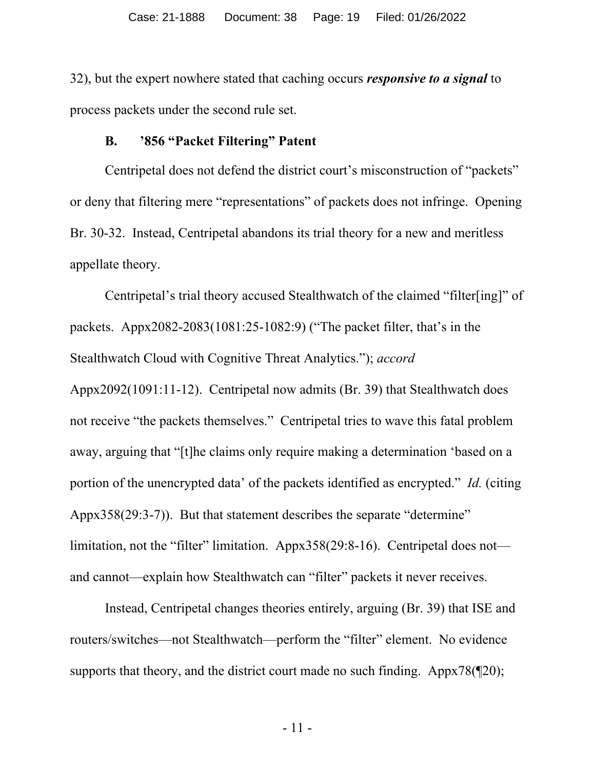32), but the expert nowhere stated that caching occurs ***responsive to a signal*** to process packets under the second rule set.

### B. ’856 “Packet Filtering” Patent

Centripetal does not defend the district court’s misconstruction of “packets” or deny that filtering mere “representations” of packets does not infringe. Opening Br. 30-32. Instead, Centripetal abandons its trial theory for a new and meritless appellate theory.

Centripetal’s trial theory accused Stealthwatch of the claimed “filter[ing]” of packets. Appx2082-2083(1081:25-1082:9) (“The packet filter, that’s in the Stealthwatch Cloud with Cognitive Threat Analytics.”); *accord* Appx2092(1091:11-12). Centripetal now admits (Br. 39) that Stealthwatch does not receive “the packets themselves.” Centripetal tries to wave this fatal problem away, arguing that “[t]he claims only require making a determination ‘based on a portion of the unencrypted data’ of the packets identified as encrypted.” *Id.* (citing Appx358(29:3-7)). But that statement describes the separate “determine” limitation, not the “filter” limitation. Appx358(29:8-16). Centripetal does not—and cannot—explain how Stealthwatch can “filter” packets it never receives.

Instead, Centripetal changes theories entirely, arguing (Br. 39) that ISE and routers/switches—not Stealthwatch—perform the “filter” element. No evidence supports that theory, and the district court made no such finding. Appx78(¶20);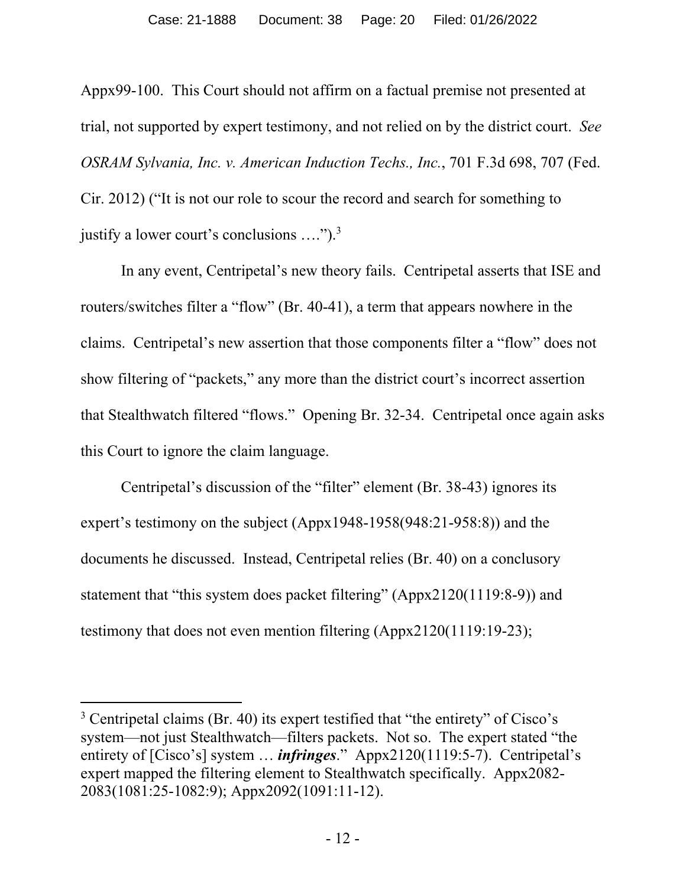Appx99-100. This Court should not affirm on a factual premise not presented at trial, not supported by expert testimony, and not relied on by the district court. *See OSRAM Sylvania, Inc. v. American Induction Techs., Inc.*, 701 F.3d 698, 707 (Fed. Cir. 2012) ("It is not our role to scour the record and search for something to justify a lower court's conclusions ….").[3]

In any event, Centripetal's new theory fails. Centripetal asserts that ISE and routers/switches filter a "flow" (Br. 40-41), a term that appears nowhere in the claims. Centripetal's new assertion that those components filter a "flow" does not show filtering of "packets," any more than the district court's incorrect assertion that Stealthwatch filtered "flows." Opening Br. 32-34. Centripetal once again asks this Court to ignore the claim language.

Centripetal's discussion of the "filter" element (Br. 38-43) ignores its expert's testimony on the subject (Appx1948-1958(948:21-958:8)) and the documents he discussed. Instead, Centripetal relies (Br. 40) on a conclusory statement that "this system does packet filtering" (Appx2120(1119:8-9)) and testimony that does not even mention filtering (Appx2120(1119:19-23);

---

[3] Centripetal claims (Br. 40) its expert testified that "the entirety" of Cisco's system—not just Stealthwatch—filters packets. Not so. The expert stated "the entirety of [Cisco's] system … ***infringes***." Appx2120(1119:5-7). Centripetal's expert mapped the filtering element to Stealthwatch specifically. Appx2082-2083(1081:25-1082:9); Appx2092(1091:11-12).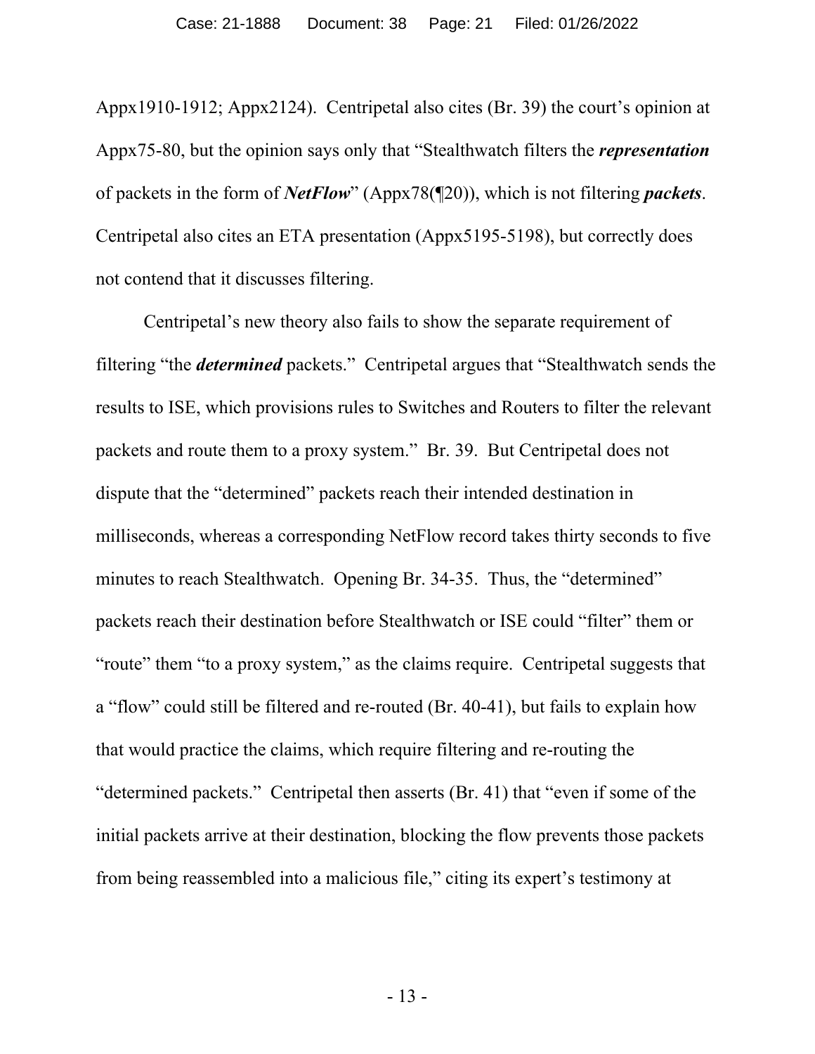Appx1910-1912; Appx2124). Centripetal also cites (Br. 39) the court's opinion at Appx75-80, but the opinion says only that "Stealthwatch filters the ***representation*** of packets in the form of ***NetFlow***" (Appx78(¶20)), which is not filtering ***packets***. Centripetal also cites an ETA presentation (Appx5195-5198), but correctly does not contend that it discusses filtering.

Centripetal's new theory also fails to show the separate requirement of filtering "the ***determined*** packets." Centripetal argues that "Stealthwatch sends the results to ISE, which provisions rules to Switches and Routers to filter the relevant packets and route them to a proxy system." Br. 39. But Centripetal does not dispute that the "determined" packets reach their intended destination in milliseconds, whereas a corresponding NetFlow record takes thirty seconds to five minutes to reach Stealthwatch. Opening Br. 34-35. Thus, the "determined" packets reach their destination before Stealthwatch or ISE could "filter" them or "route" them "to a proxy system," as the claims require. Centripetal suggests that a "flow" could still be filtered and re-routed (Br. 40-41), but fails to explain how that would practice the claims, which require filtering and re-routing the "determined packets." Centripetal then asserts (Br. 41) that "even if some of the initial packets arrive at their destination, blocking the flow prevents those packets from being reassembled into a malicious file," citing its expert's testimony at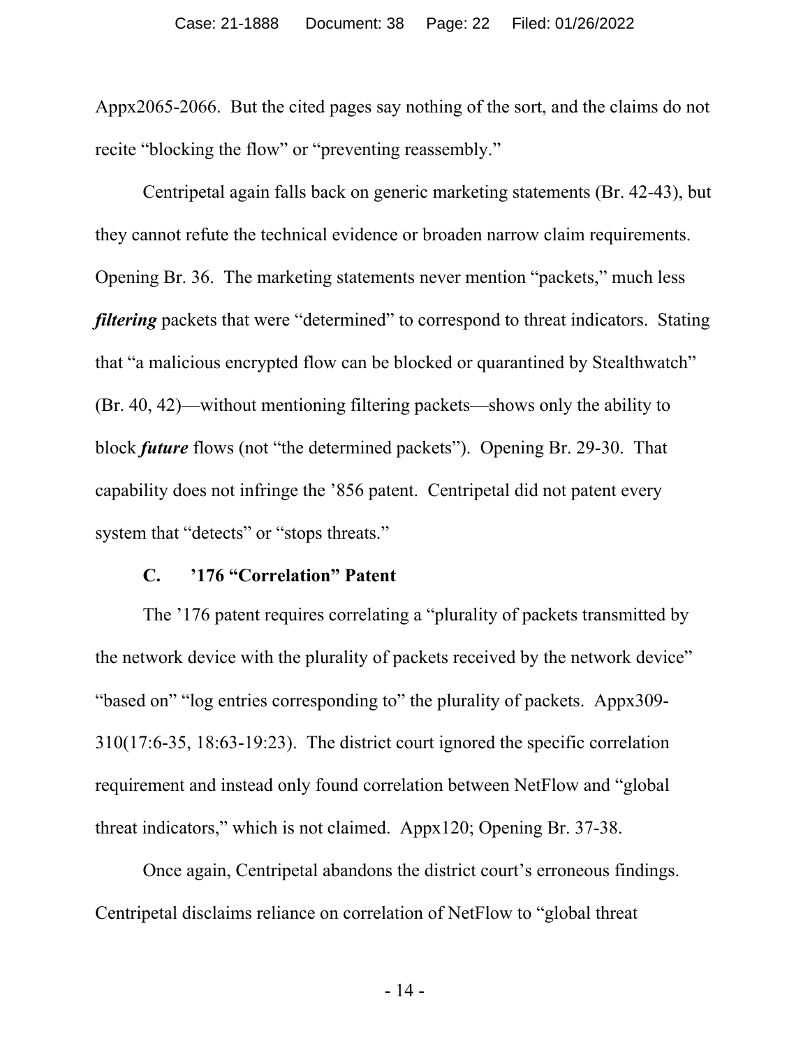Appx2065-2066. But the cited pages say nothing of the sort, and the claims do not recite "blocking the flow" or "preventing reassembly."

Centripetal again falls back on generic marketing statements (Br. 42-43), but they cannot refute the technical evidence or broaden narrow claim requirements. Opening Br. 36. The marketing statements never mention "packets," much less ***filtering*** packets that were "determined" to correspond to threat indicators. Stating that "a malicious encrypted flow can be blocked or quarantined by Stealthwatch" (Br. 40, 42)—without mentioning filtering packets—shows only the ability to block ***future*** flows (not "the determined packets"). Opening Br. 29-30. That capability does not infringe the '856 patent. Centripetal did not patent every system that "detects" or "stops threats."

### C. '176 "Correlation" Patent

The '176 patent requires correlating a "plurality of packets transmitted by the network device with the plurality of packets received by the network device" "based on" "log entries corresponding to" the plurality of packets. Appx309-310(17:6-35, 18:63-19:23). The district court ignored the specific correlation requirement and instead only found correlation between NetFlow and "global threat indicators," which is not claimed. Appx120; Opening Br. 37-38.

Once again, Centripetal abandons the district court's erroneous findings. Centripetal disclaims reliance on correlation of NetFlow to "global threat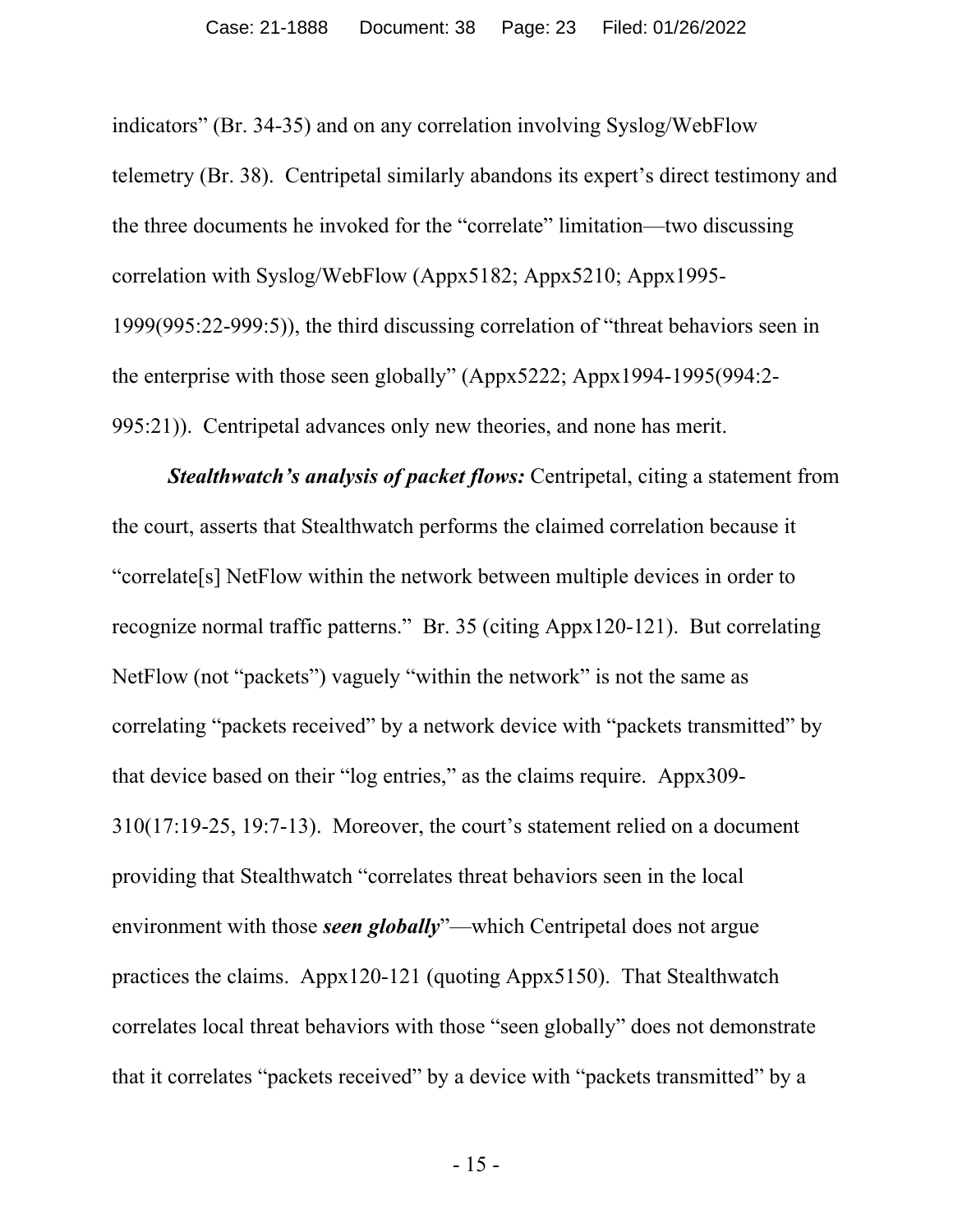indicators" (Br. 34-35) and on any correlation involving Syslog/WebFlow telemetry (Br. 38). Centripetal similarly abandons its expert's direct testimony and the three documents he invoked for the "correlate" limitation—two discussing correlation with Syslog/WebFlow (Appx5182; Appx5210; Appx1995-1999(995:22-999:5)), the third discussing correlation of "threat behaviors seen in the enterprise with those seen globally" (Appx5222; Appx1994-1995(994:2-995:21)). Centripetal advances only new theories, and none has merit.

***Stealthwatch's analysis of packet flows:*** Centripetal, citing a statement from the court, asserts that Stealthwatch performs the claimed correlation because it "correlate[s] NetFlow within the network between multiple devices in order to recognize normal traffic patterns." Br. 35 (citing Appx120-121). But correlating NetFlow (not "packets") vaguely "within the network" is not the same as correlating "packets received" by a network device with "packets transmitted" by that device based on their "log entries," as the claims require. Appx309-310(17:19-25, 19:7-13). Moreover, the court's statement relied on a document providing that Stealthwatch "correlates threat behaviors seen in the local environment with those ***seen globally***"—which Centripetal does not argue practices the claims. Appx120-121 (quoting Appx5150). That Stealthwatch correlates local threat behaviors with those "seen globally" does not demonstrate that it correlates "packets received" by a device with "packets transmitted" by a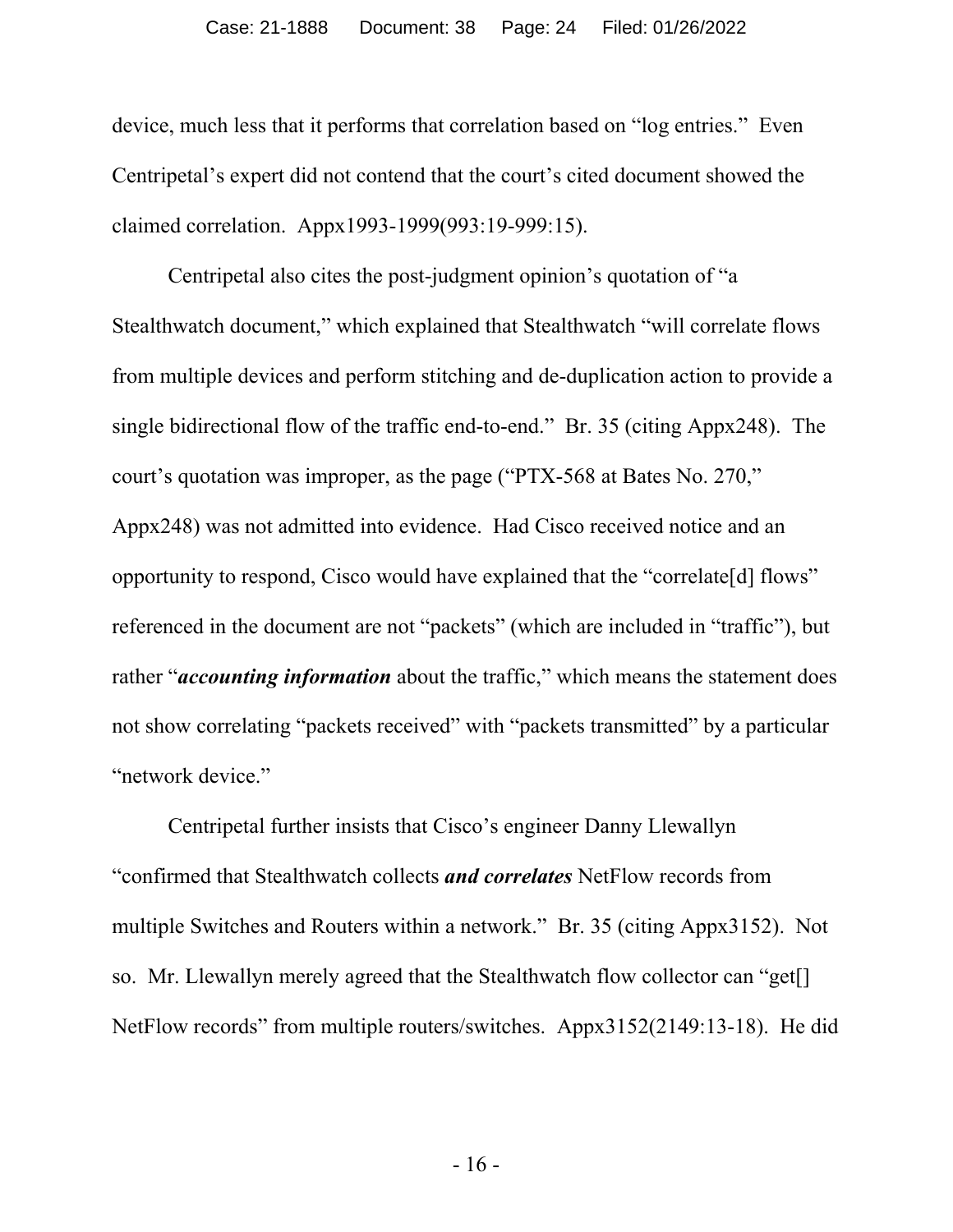device, much less that it performs that correlation based on "log entries." Even Centripetal's expert did not contend that the court's cited document showed the claimed correlation. Appx1993-1999(993:19-999:15).

Centripetal also cites the post-judgment opinion's quotation of "a Stealthwatch document," which explained that Stealthwatch "will correlate flows from multiple devices and perform stitching and de-duplication action to provide a single bidirectional flow of the traffic end-to-end." Br. 35 (citing Appx248). The court's quotation was improper, as the page ("PTX-568 at Bates No. 270," Appx248) was not admitted into evidence. Had Cisco received notice and an opportunity to respond, Cisco would have explained that the "correlate[d] flows" referenced in the document are not "packets" (which are included in "traffic"), but rather "***accounting information*** about the traffic," which means the statement does not show correlating "packets received" with "packets transmitted" by a particular "network device."

Centripetal further insists that Cisco's engineer Danny Llewallyn "confirmed that Stealthwatch collects ***and correlates*** NetFlow records from multiple Switches and Routers within a network." Br. 35 (citing Appx3152). Not so. Mr. Llewallyn merely agreed that the Stealthwatch flow collector can "get[] NetFlow records" from multiple routers/switches. Appx3152(2149:13-18). He did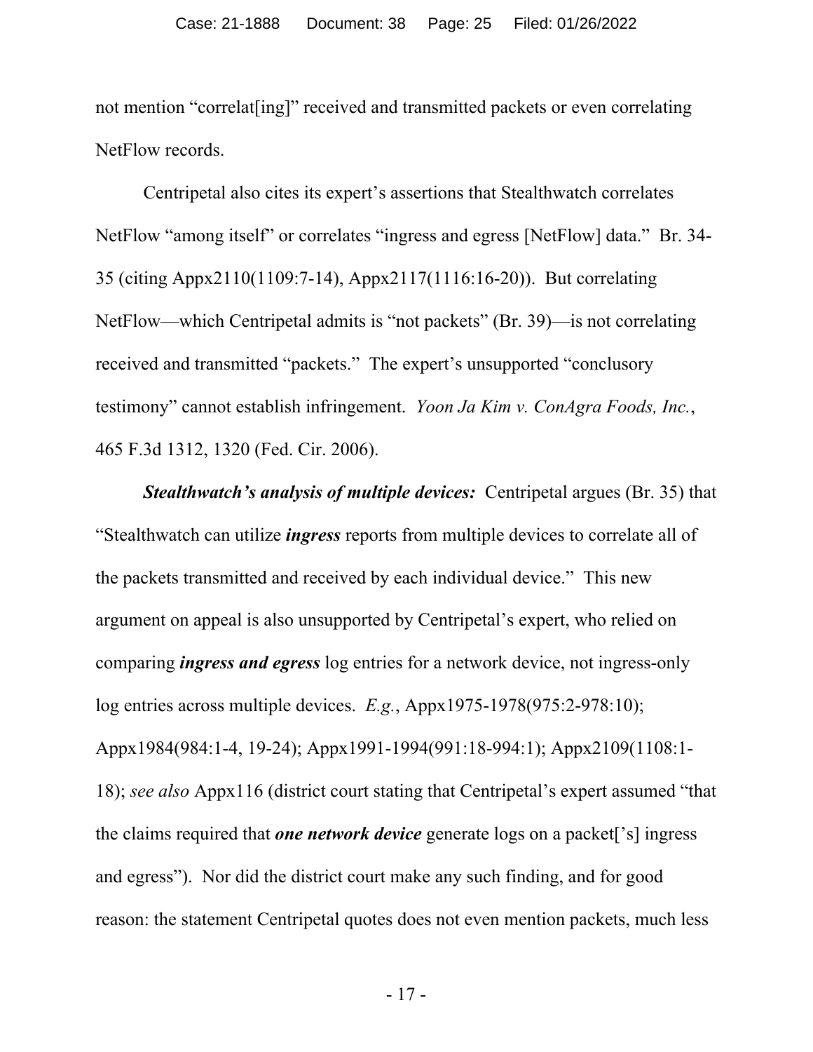not mention "correlat[ing]" received and transmitted packets or even correlating NetFlow records.

Centripetal also cites its expert's assertions that Stealthwatch correlates NetFlow "among itself" or correlates "ingress and egress [NetFlow] data." Br. 34-35 (citing Appx2110(1109:7-14), Appx2117(1116:16-20)). But correlating NetFlow—which Centripetal admits is "not packets" (Br. 39)—is not correlating received and transmitted "packets." The expert's unsupported "conclusory testimony" cannot establish infringement. *Yoon Ja Kim v. ConAgra Foods, Inc.*, 465 F.3d 1312, 1320 (Fed. Cir. 2006).

***Stealthwatch's analysis of multiple devices:*** Centripetal argues (Br. 35) that "Stealthwatch can utilize ***ingress*** reports from multiple devices to correlate all of the packets transmitted and received by each individual device." This new argument on appeal is also unsupported by Centripetal's expert, who relied on comparing ***ingress and egress*** log entries for a network device, not ingress-only log entries across multiple devices. *E.g.*, Appx1975-1978(975:2-978:10); Appx1984(984:1-4, 19-24); Appx1991-1994(991:18-994:1); Appx2109(1108:1-18); *see also* Appx116 (district court stating that Centripetal's expert assumed "that the claims required that ***one network device*** generate logs on a packet['s] ingress and egress"). Nor did the district court make any such finding, and for good reason: the statement Centripetal quotes does not even mention packets, much less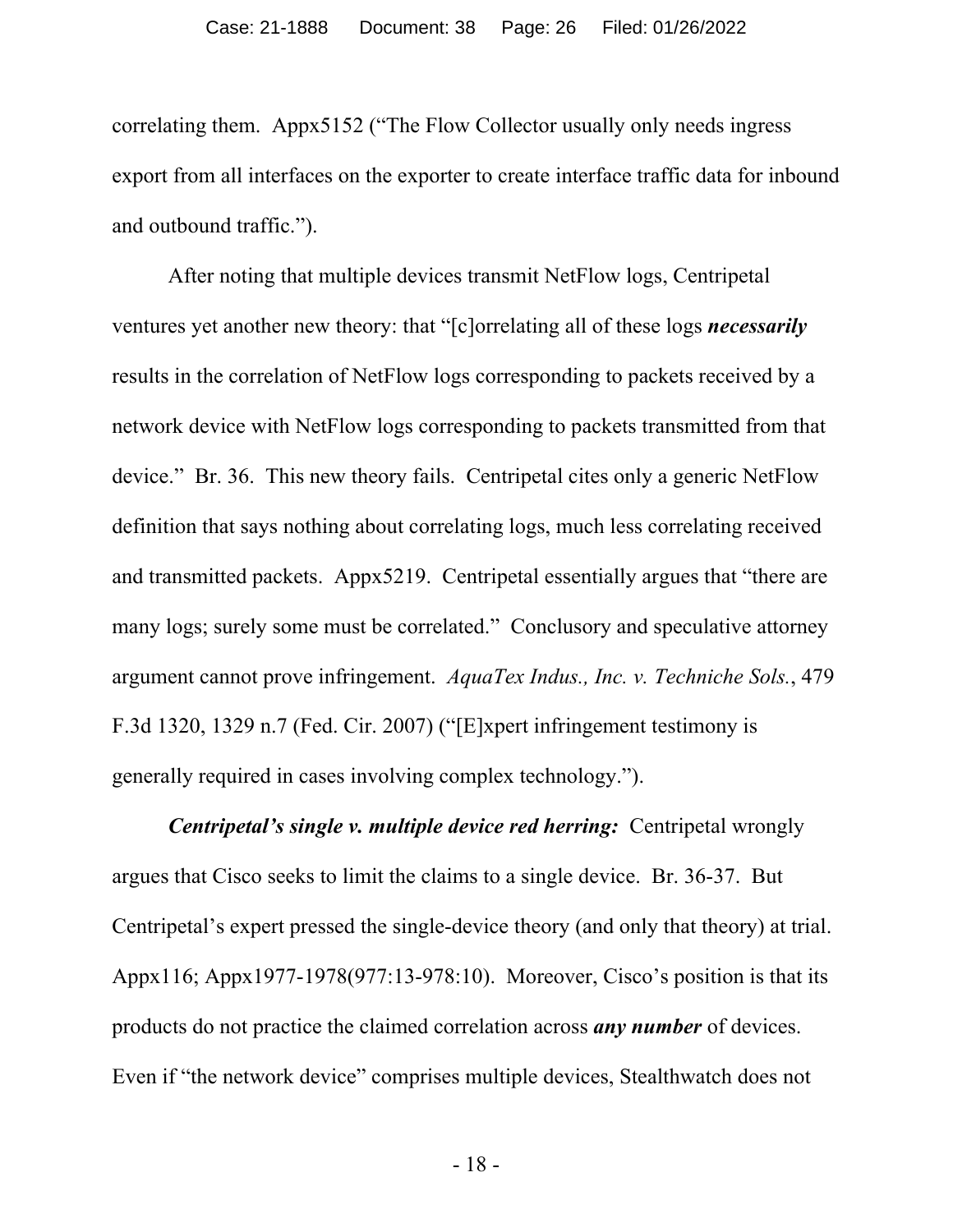correlating them. Appx5152 ("The Flow Collector usually only needs ingress export from all interfaces on the exporter to create interface traffic data for inbound and outbound traffic.").

After noting that multiple devices transmit NetFlow logs, Centripetal ventures yet another new theory: that "[c]orrelating all of these logs ***necessarily*** results in the correlation of NetFlow logs corresponding to packets received by a network device with NetFlow logs corresponding to packets transmitted from that device." Br. 36. This new theory fails. Centripetal cites only a generic NetFlow definition that says nothing about correlating logs, much less correlating received and transmitted packets. Appx5219. Centripetal essentially argues that "there are many logs; surely some must be correlated." Conclusory and speculative attorney argument cannot prove infringement. *AquaTex Indus., Inc. v. Techniche Sols.*, 479 F.3d 1320, 1329 n.7 (Fed. Cir. 2007) ("[E]xpert infringement testimony is generally required in cases involving complex technology.").

***Centripetal's single v. multiple device red herring:*** Centripetal wrongly argues that Cisco seeks to limit the claims to a single device. Br. 36-37. But Centripetal's expert pressed the single-device theory (and only that theory) at trial. Appx116; Appx1977-1978(977:13-978:10). Moreover, Cisco's position is that its products do not practice the claimed correlation across ***any number*** of devices. Even if "the network device" comprises multiple devices, Stealthwatch does not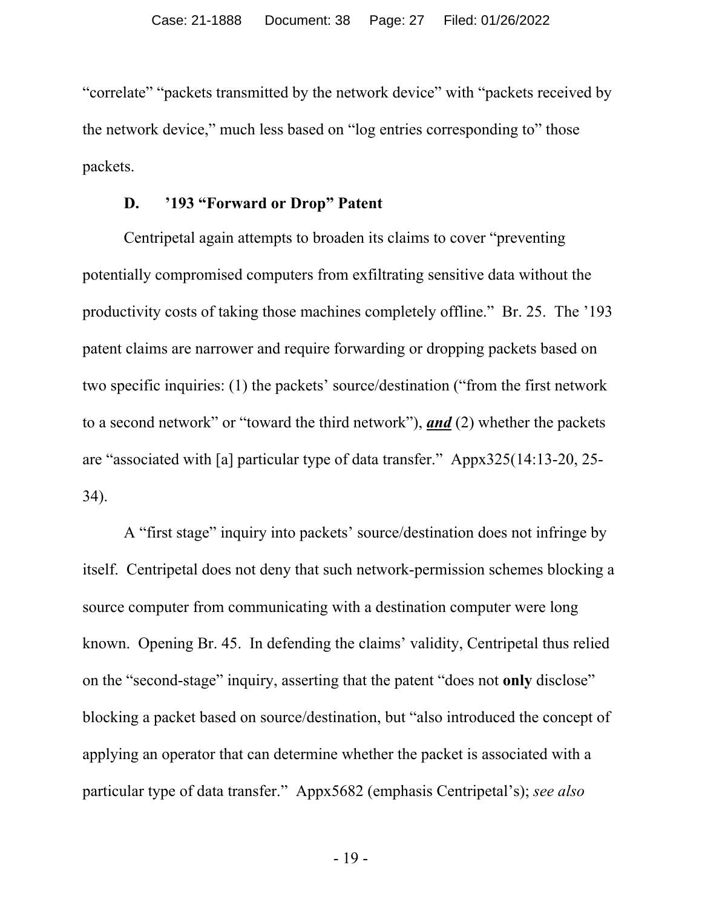"correlate" "packets transmitted by the network device" with "packets received by the network device," much less based on "log entries corresponding to" those packets.

### D. '193 "Forward or Drop" Patent

Centripetal again attempts to broaden its claims to cover "preventing potentially compromised computers from exfiltrating sensitive data without the productivity costs of taking those machines completely offline." Br. 25. The '193 patent claims are narrower and require forwarding or dropping packets based on two specific inquiries: (1) the packets' source/destination ("from the first network to a second network" or "toward the third network"), ***<u>and</u>*** (2) whether the packets are "associated with [a] particular type of data transfer." Appx325(14:13-20, 25-34).

A "first stage" inquiry into packets' source/destination does not infringe by itself. Centripetal does not deny that such network-permission schemes blocking a source computer from communicating with a destination computer were long known. Opening Br. 45. In defending the claims' validity, Centripetal thus relied on the "second-stage" inquiry, asserting that the patent "does not **only** disclose" blocking a packet based on source/destination, but "also introduced the concept of applying an operator that can determine whether the packet is associated with a particular type of data transfer." Appx5682 (emphasis Centripetal's); *see also*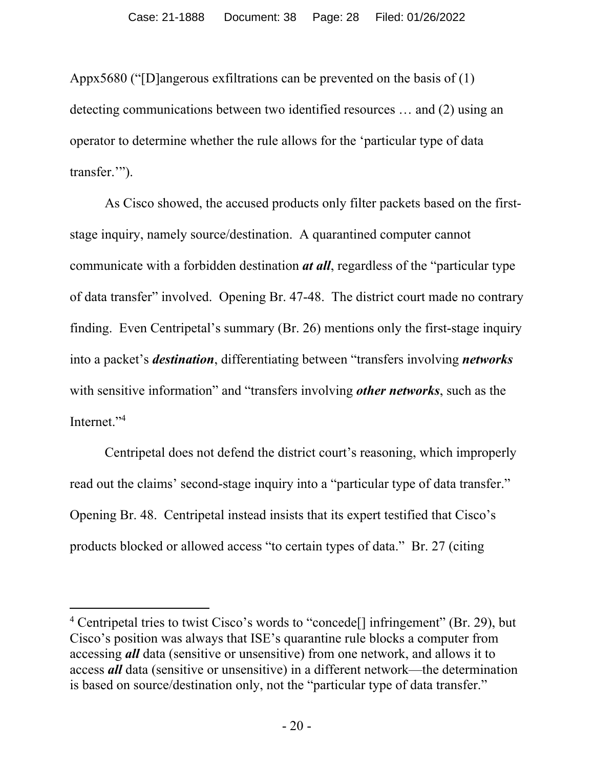Appx5680 ("[D]angerous exfiltrations can be prevented on the basis of (1) detecting communications between two identified resources … and (2) using an operator to determine whether the rule allows for the 'particular type of data transfer.'").

As Cisco showed, the accused products only filter packets based on the first-stage inquiry, namely source/destination. A quarantined computer cannot communicate with a forbidden destination ***at all***, regardless of the "particular type of data transfer" involved. Opening Br. 47-48. The district court made no contrary finding. Even Centripetal's summary (Br. 26) mentions only the first-stage inquiry into a packet's ***destination***, differentiating between "transfers involving ***networks*** with sensitive information" and "transfers involving ***other networks***, such as the Internet."[4]

Centripetal does not defend the district court's reasoning, which improperly read out the claims' second-stage inquiry into a "particular type of data transfer." Opening Br. 48. Centripetal instead insists that its expert testified that Cisco's products blocked or allowed access "to certain types of data." Br. 27 (citing

---

[4] Centripetal tries to twist Cisco's words to "concede[] infringement" (Br. 29), but Cisco's position was always that ISE's quarantine rule blocks a computer from accessing ***all*** data (sensitive or unsensitive) from one network, and allows it to access ***all*** data (sensitive or unsensitive) in a different network—the determination is based on source/destination only, not the "particular type of data transfer."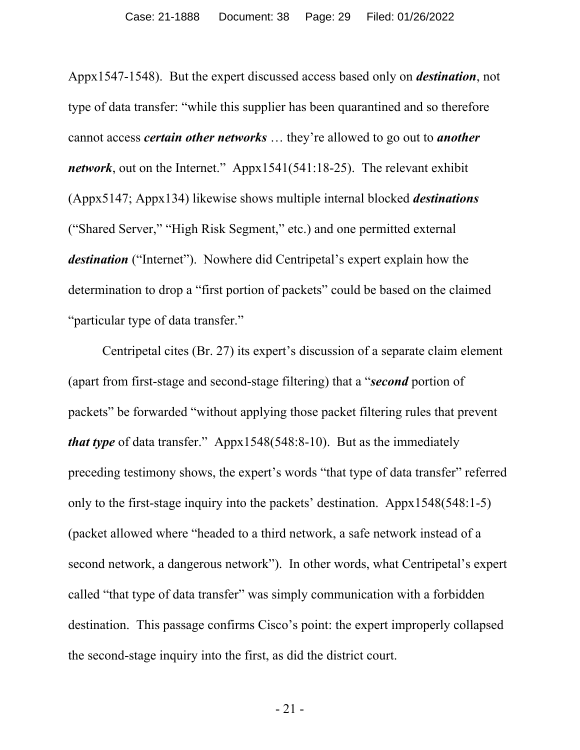Appx1547-1548). But the expert discussed access based only on ***destination***, not type of data transfer: "while this supplier has been quarantined and so therefore cannot access ***certain other networks*** … they're allowed to go out to ***another network***, out on the Internet." Appx1541(541:18-25). The relevant exhibit (Appx5147; Appx134) likewise shows multiple internal blocked ***destinations*** ("Shared Server," "High Risk Segment," etc.) and one permitted external ***destination*** ("Internet"). Nowhere did Centripetal's expert explain how the determination to drop a "first portion of packets" could be based on the claimed "particular type of data transfer."

Centripetal cites (Br. 27) its expert's discussion of a separate claim element (apart from first-stage and second-stage filtering) that a "***second*** portion of packets" be forwarded "without applying those packet filtering rules that prevent ***that type*** of data transfer." Appx1548(548:8-10). But as the immediately preceding testimony shows, the expert's words "that type of data transfer" referred only to the first-stage inquiry into the packets' destination. Appx1548(548:1-5) (packet allowed where "headed to a third network, a safe network instead of a second network, a dangerous network"). In other words, what Centripetal's expert called "that type of data transfer" was simply communication with a forbidden destination. This passage confirms Cisco's point: the expert improperly collapsed the second-stage inquiry into the first, as did the district court.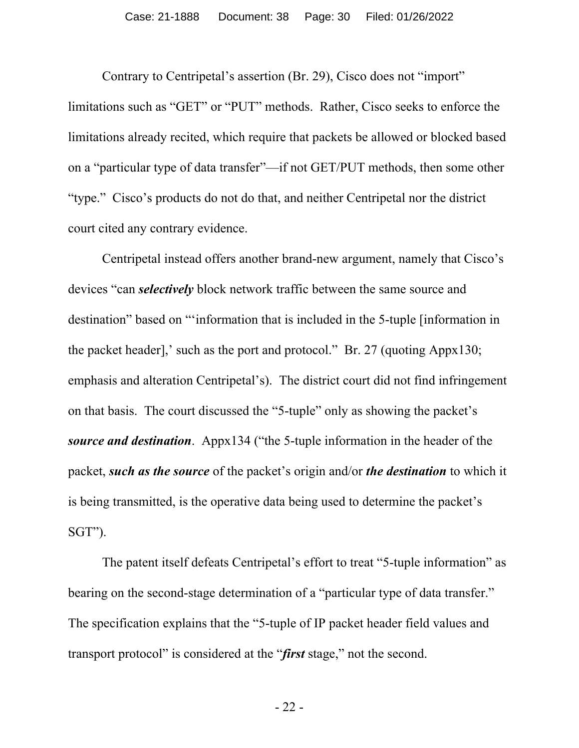Contrary to Centripetal's assertion (Br. 29), Cisco does not "import" limitations such as "GET" or "PUT" methods. Rather, Cisco seeks to enforce the limitations already recited, which require that packets be allowed or blocked based on a "particular type of data transfer"—if not GET/PUT methods, then some other "type." Cisco's products do not do that, and neither Centripetal nor the district court cited any contrary evidence.

Centripetal instead offers another brand-new argument, namely that Cisco's devices "can ***selectively*** block network traffic between the same source and destination" based on "'information that is included in the 5-tuple [information in the packet header],' such as the port and protocol." Br. 27 (quoting Appx130; emphasis and alteration Centripetal's). The district court did not find infringement on that basis. The court discussed the "5-tuple" only as showing the packet's ***source and destination***. Appx134 ("the 5-tuple information in the header of the packet, ***such as the source*** of the packet's origin and/or ***the destination*** to which it is being transmitted, is the operative data being used to determine the packet's SGT").

The patent itself defeats Centripetal's effort to treat "5-tuple information" as bearing on the second-stage determination of a "particular type of data transfer." The specification explains that the "5-tuple of IP packet header field values and transport protocol" is considered at the "***first*** stage," not the second.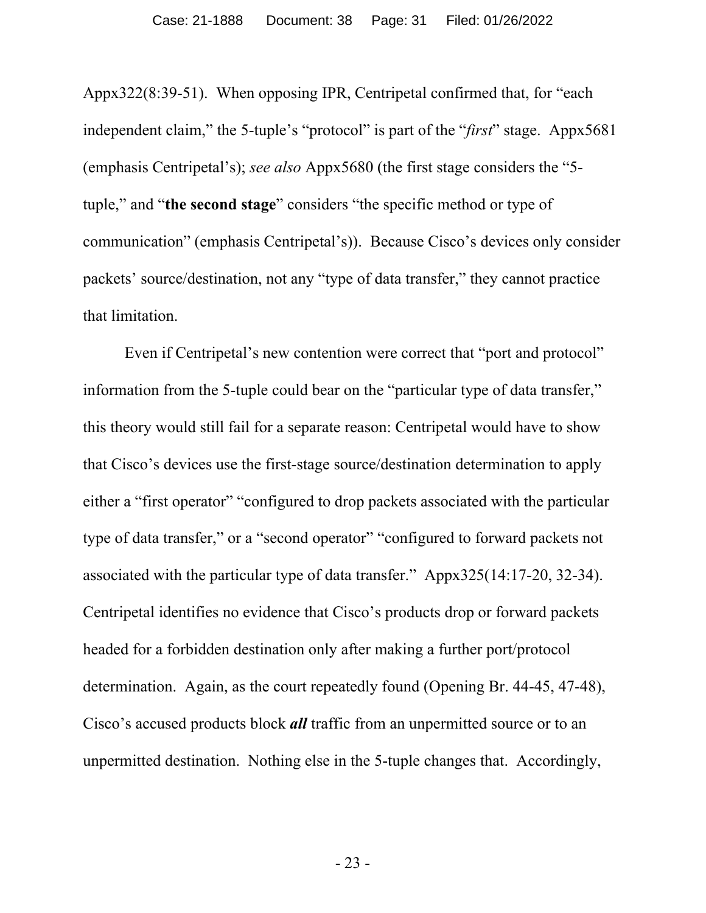Appx322(8:39-51). When opposing IPR, Centripetal confirmed that, for "each independent claim," the 5-tuple's "protocol" is part of the "*first*" stage. Appx5681 (emphasis Centripetal's); *see also* Appx5680 (the first stage considers the "5-tuple," and "**the second stage**" considers "the specific method or type of communication" (emphasis Centripetal's)). Because Cisco's devices only consider packets' source/destination, not any "type of data transfer," they cannot practice that limitation.

Even if Centripetal's new contention were correct that "port and protocol" information from the 5-tuple could bear on the "particular type of data transfer," this theory would still fail for a separate reason: Centripetal would have to show that Cisco's devices use the first-stage source/destination determination to apply either a "first operator" "configured to drop packets associated with the particular type of data transfer," or a "second operator" "configured to forward packets not associated with the particular type of data transfer." Appx325(14:17-20, 32-34). Centripetal identifies no evidence that Cisco's products drop or forward packets headed for a forbidden destination only after making a further port/protocol determination. Again, as the court repeatedly found (Opening Br. 44-45, 47-48), Cisco's accused products block ***all*** traffic from an unpermitted source or to an unpermitted destination. Nothing else in the 5-tuple changes that. Accordingly,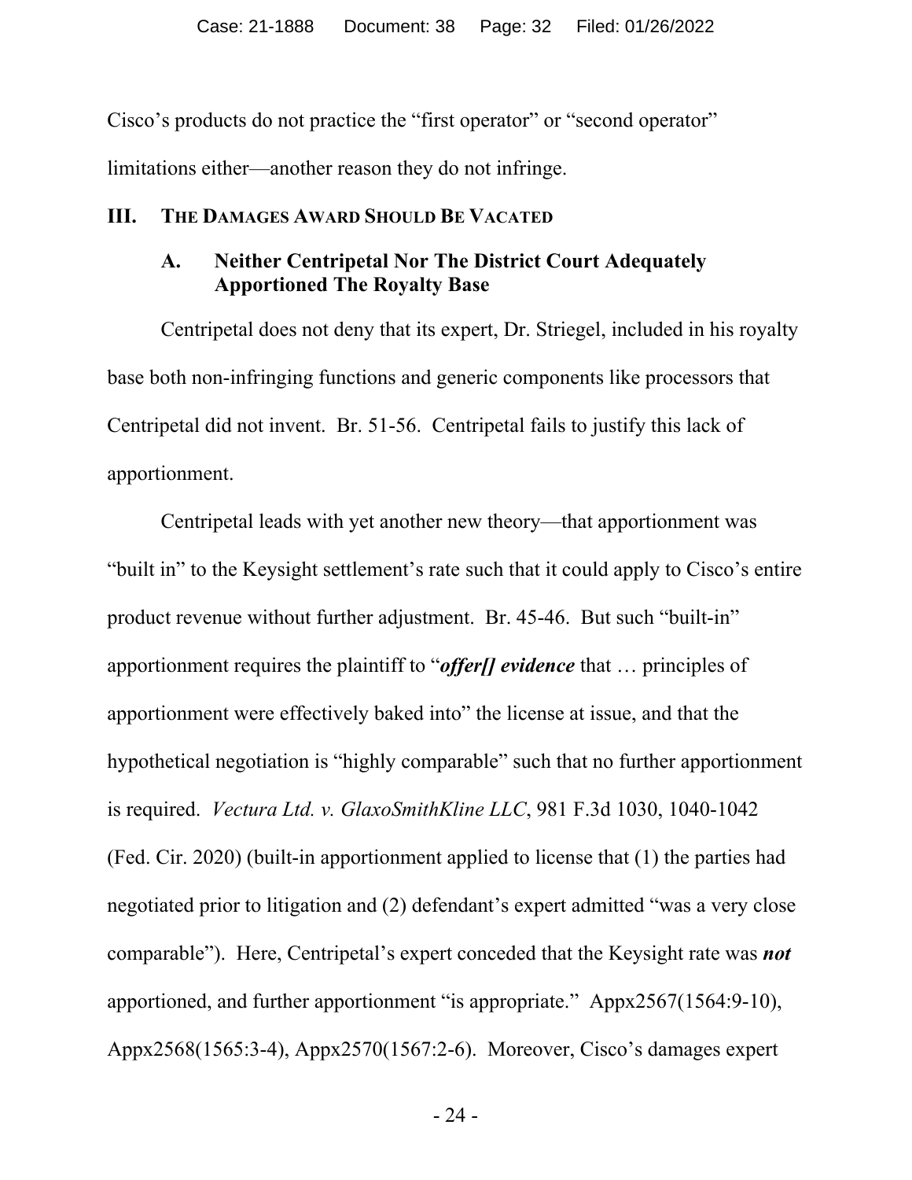Cisco's products do not practice the "first operator" or "second operator" limitations either—another reason they do not infringe.

## III. THE DAMAGES AWARD SHOULD BE VACATED

### A. Neither Centripetal Nor The District Court Adequately Apportioned The Royalty Base

Centripetal does not deny that its expert, Dr. Striegel, included in his royalty base both non-infringing functions and generic components like processors that Centripetal did not invent. Br. 51-56. Centripetal fails to justify this lack of apportionment.

Centripetal leads with yet another new theory—that apportionment was "built in" to the Keysight settlement's rate such that it could apply to Cisco's entire product revenue without further adjustment. Br. 45-46. But such "built-in" apportionment requires the plaintiff to "***offer[] evidence*** that … principles of apportionment were effectively baked into" the license at issue, and that the hypothetical negotiation is "highly comparable" such that no further apportionment is required. *Vectura Ltd. v. GlaxoSmithKline LLC*, 981 F.3d 1030, 1040-1042 (Fed. Cir. 2020) (built-in apportionment applied to license that (1) the parties had negotiated prior to litigation and (2) defendant's expert admitted "was a very close comparable"). Here, Centripetal's expert conceded that the Keysight rate was ***not*** apportioned, and further apportionment "is appropriate." Appx2567(1564:9-10), Appx2568(1565:3-4), Appx2570(1567:2-6). Moreover, Cisco's damages expert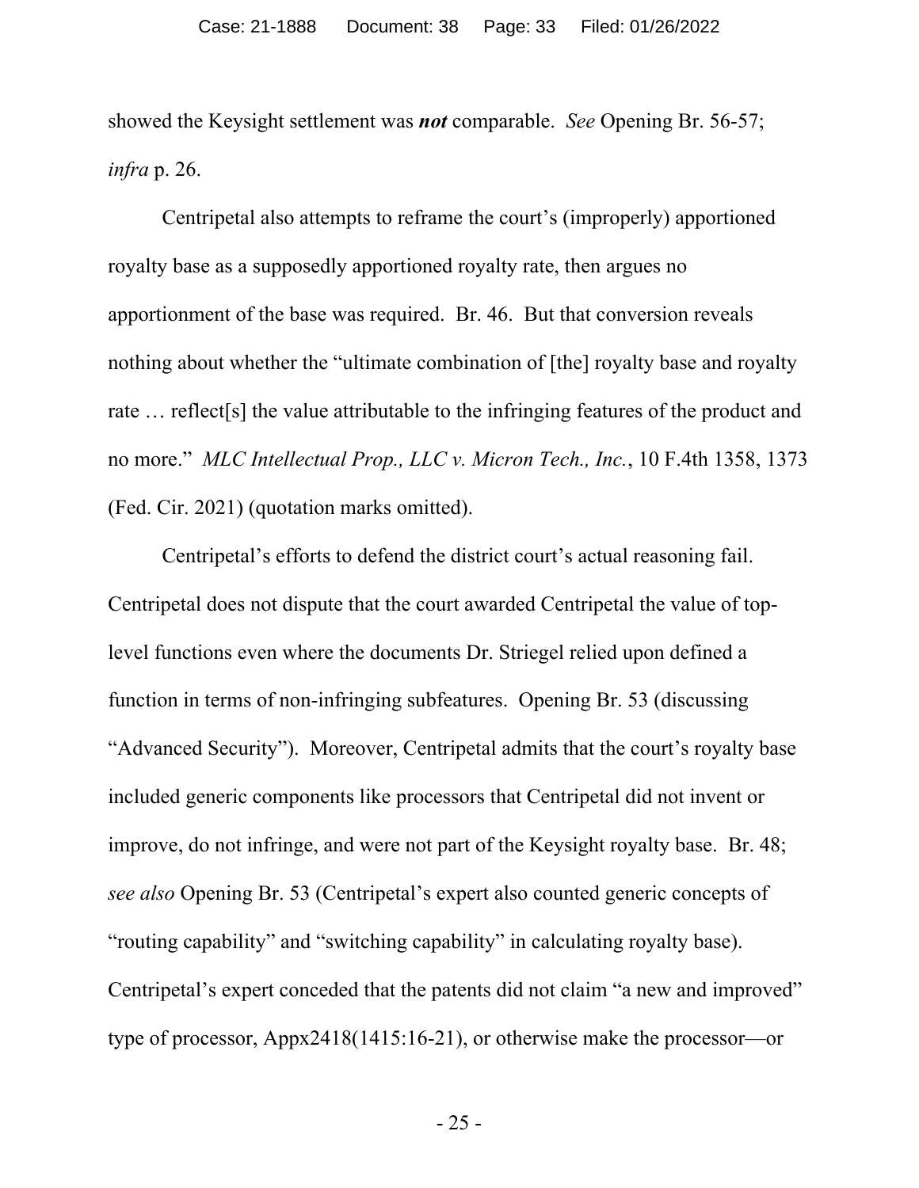showed the Keysight settlement was ***not*** comparable. *See* Opening Br. 56-57; *infra* p. 26.

Centripetal also attempts to reframe the court's (improperly) apportioned royalty base as a supposedly apportioned royalty rate, then argues no apportionment of the base was required. Br. 46. But that conversion reveals nothing about whether the "ultimate combination of [the] royalty base and royalty rate … reflect[s] the value attributable to the infringing features of the product and no more." *MLC Intellectual Prop., LLC v. Micron Tech., Inc.*, 10 F.4th 1358, 1373 (Fed. Cir. 2021) (quotation marks omitted).

Centripetal's efforts to defend the district court's actual reasoning fail. Centripetal does not dispute that the court awarded Centripetal the value of top-level functions even where the documents Dr. Striegel relied upon defined a function in terms of non-infringing subfeatures. Opening Br. 53 (discussing "Advanced Security"). Moreover, Centripetal admits that the court's royalty base included generic components like processors that Centripetal did not invent or improve, do not infringe, and were not part of the Keysight royalty base. Br. 48; *see also* Opening Br. 53 (Centripetal's expert also counted generic concepts of "routing capability" and "switching capability" in calculating royalty base). Centripetal's expert conceded that the patents did not claim "a new and improved" type of processor, Appx2418(1415:16-21), or otherwise make the processor—or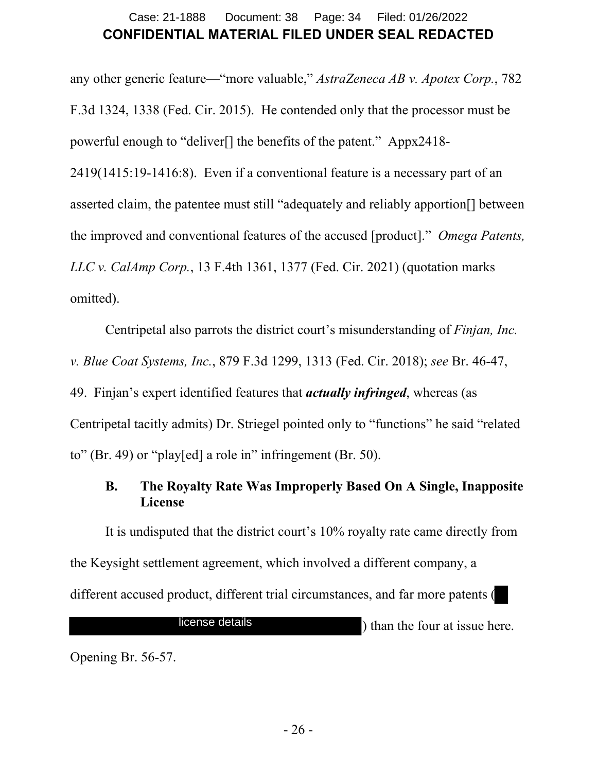any other generic feature—"more valuable," *AstraZeneca AB v. Apotex Corp.*, 782 F.3d 1324, 1338 (Fed. Cir. 2015). He contended only that the processor must be powerful enough to "deliver[] the benefits of the patent." Appx2418-2419(1415:19-1416:8). Even if a conventional feature is a necessary part of an asserted claim, the patentee must still "adequately and reliably apportion[] between the improved and conventional features of the accused [product]." *Omega Patents, LLC v. CalAmp Corp.*, 13 F.4th 1361, 1377 (Fed. Cir. 2021) (quotation marks omitted).

Centripetal also parrots the district court's misunderstanding of *Finjan, Inc. v. Blue Coat Systems, Inc.*, 879 F.3d 1299, 1313 (Fed. Cir. 2018); *see* Br. 46-47, 49. Finjan's expert identified features that ***actually infringed***, whereas (as Centripetal tacitly admits) Dr. Striegel pointed only to "functions" he said "related to" (Br. 49) or "play[ed] a role in" infringement (Br. 50).

### B. The Royalty Rate Was Improperly Based On A Single, Inapposite License

It is undisputed that the district court's 10% royalty rate came directly from the Keysight settlement agreement, which involved a different company, a different accused product, different trial circumstances, and far more patents ([REDACTED] license details) than the four at issue here. Opening Br. 56-57.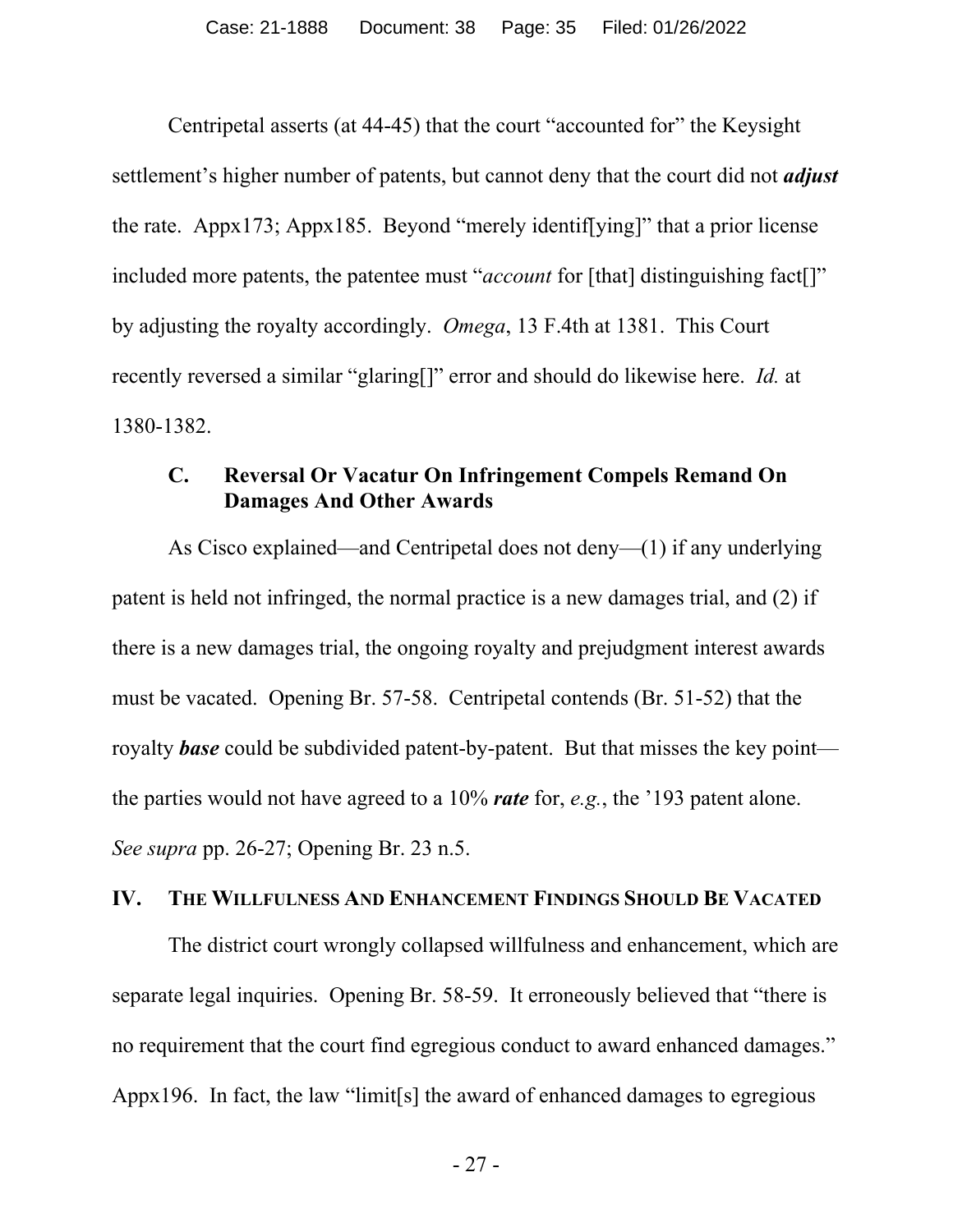Centripetal asserts (at 44-45) that the court "accounted for" the Keysight settlement's higher number of patents, but cannot deny that the court did not ***adjust*** the rate. Appx173; Appx185. Beyond "merely identif[ying]" that a prior license included more patents, the patentee must "*account* for [that] distinguishing fact[]" by adjusting the royalty accordingly. *Omega*, 13 F.4th at 1381. This Court recently reversed a similar "glaring[]" error and should do likewise here. *Id.* at 1380-1382.

### C. Reversal Or Vacatur On Infringement Compels Remand On Damages And Other Awards

As Cisco explained—and Centripetal does not deny—(1) if any underlying patent is held not infringed, the normal practice is a new damages trial, and (2) if there is a new damages trial, the ongoing royalty and prejudgment interest awards must be vacated. Opening Br. 57-58. Centripetal contends (Br. 51-52) that the royalty ***base*** could be subdivided patent-by-patent. But that misses the key point—the parties would not have agreed to a 10% ***rate*** for, *e.g.*, the '193 patent alone. *See supra* pp. 26-27; Opening Br. 23 n.5.

## IV. The Willfulness And Enhancement Findings Should Be Vacated

The district court wrongly collapsed willfulness and enhancement, which are separate legal inquiries. Opening Br. 58-59. It erroneously believed that "there is no requirement that the court find egregious conduct to award enhanced damages." Appx196. In fact, the law "limit[s] the award of enhanced damages to egregious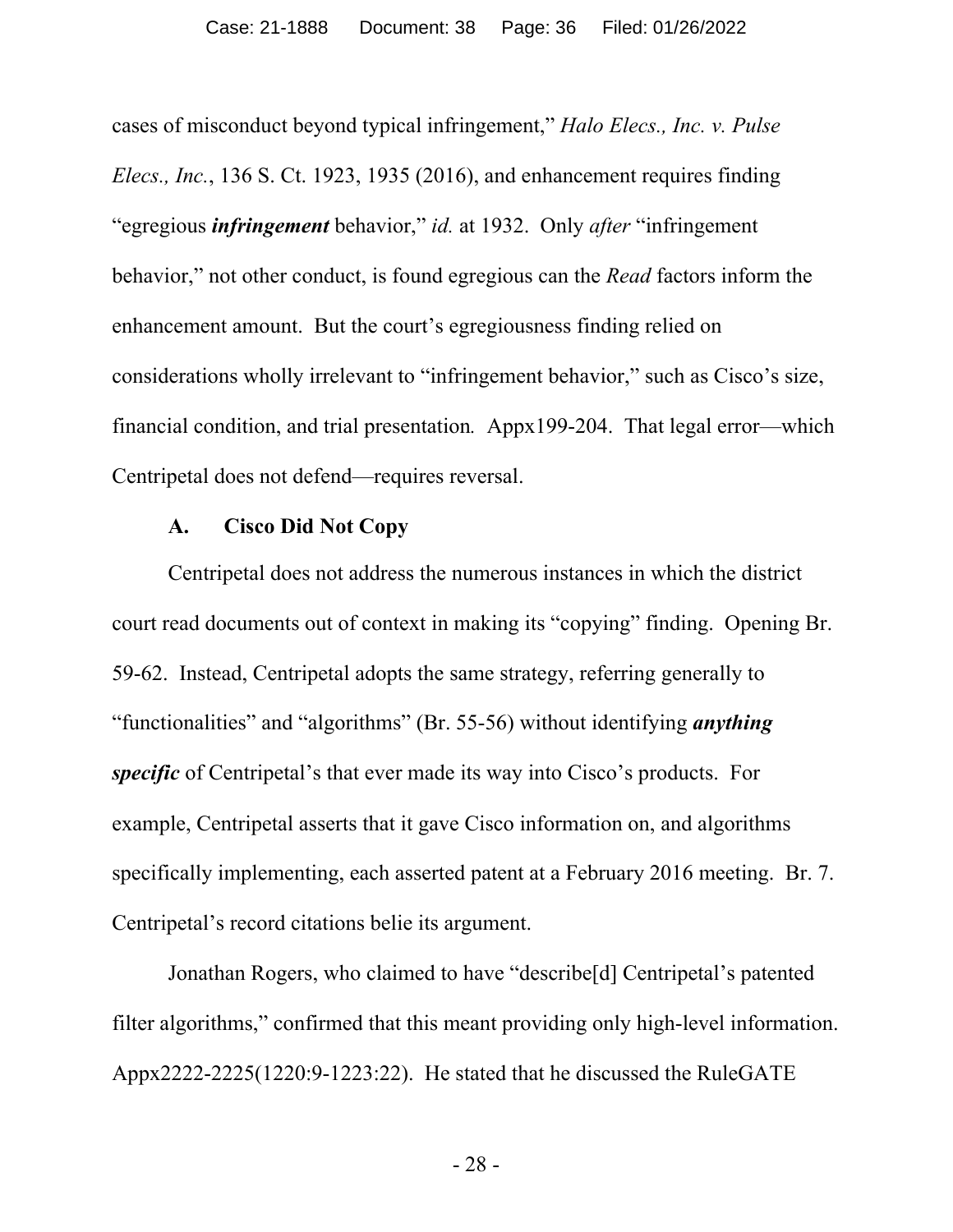cases of misconduct beyond typical infringement," *Halo Elecs., Inc. v. Pulse Elecs., Inc.*, 136 S. Ct. 1923, 1935 (2016), and enhancement requires finding "egregious ***infringement*** behavior," *id.* at 1932. Only *after* "infringement behavior," not other conduct, is found egregious can the *Read* factors inform the enhancement amount. But the court's egregiousness finding relied on considerations wholly irrelevant to "infringement behavior," such as Cisco's size, financial condition, and trial presentation*.* Appx199-204. That legal error—which Centripetal does not defend—requires reversal.

### A. Cisco Did Not Copy

Centripetal does not address the numerous instances in which the district court read documents out of context in making its "copying" finding. Opening Br. 59-62. Instead, Centripetal adopts the same strategy, referring generally to "functionalities" and "algorithms" (Br. 55-56) without identifying ***anything specific*** of Centripetal's that ever made its way into Cisco's products. For example, Centripetal asserts that it gave Cisco information on, and algorithms specifically implementing, each asserted patent at a February 2016 meeting. Br. 7. Centripetal's record citations belie its argument.

Jonathan Rogers, who claimed to have "describe[d] Centripetal's patented filter algorithms," confirmed that this meant providing only high-level information. Appx2222-2225(1220:9-1223:22). He stated that he discussed the RuleGATE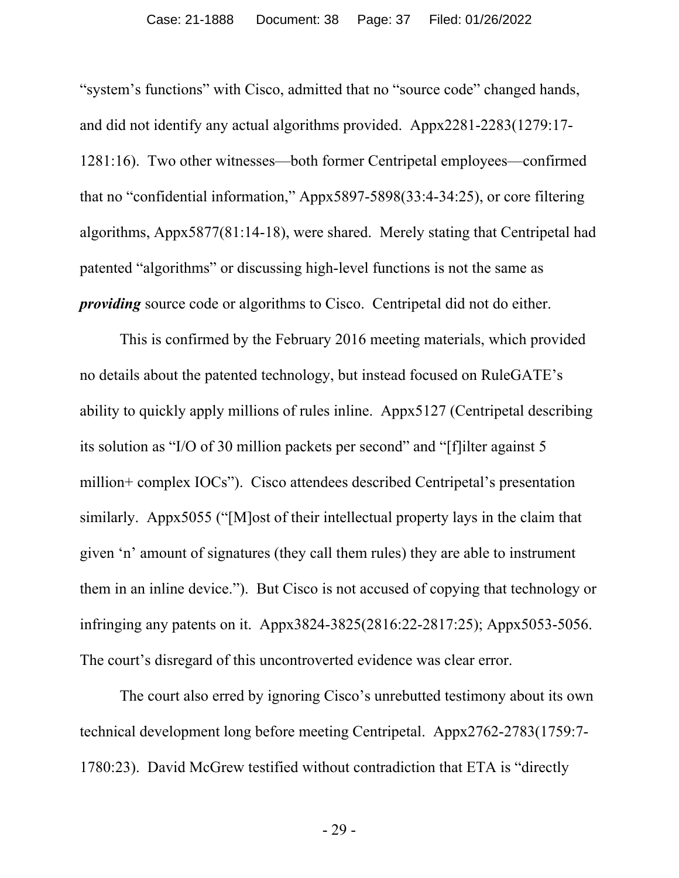"system's functions" with Cisco, admitted that no "source code" changed hands, and did not identify any actual algorithms provided. Appx2281-2283(1279:17-1281:16). Two other witnesses—both former Centripetal employees—confirmed that no "confidential information," Appx5897-5898(33:4-34:25), or core filtering algorithms, Appx5877(81:14-18), were shared. Merely stating that Centripetal had patented "algorithms" or discussing high-level functions is not the same as ***providing*** source code or algorithms to Cisco. Centripetal did not do either.

This is confirmed by the February 2016 meeting materials, which provided no details about the patented technology, but instead focused on RuleGATE's ability to quickly apply millions of rules inline. Appx5127 (Centripetal describing its solution as "I/O of 30 million packets per second" and "[f]ilter against 5 million+ complex IOCs"). Cisco attendees described Centripetal's presentation similarly. Appx5055 ("[M]ost of their intellectual property lays in the claim that given 'n' amount of signatures (they call them rules) they are able to instrument them in an inline device."). But Cisco is not accused of copying that technology or infringing any patents on it. Appx3824-3825(2816:22-2817:25); Appx5053-5056. The court's disregard of this uncontroverted evidence was clear error.

The court also erred by ignoring Cisco's unrebutted testimony about its own technical development long before meeting Centripetal. Appx2762-2783(1759:7-1780:23). David McGrew testified without contradiction that ETA is "directly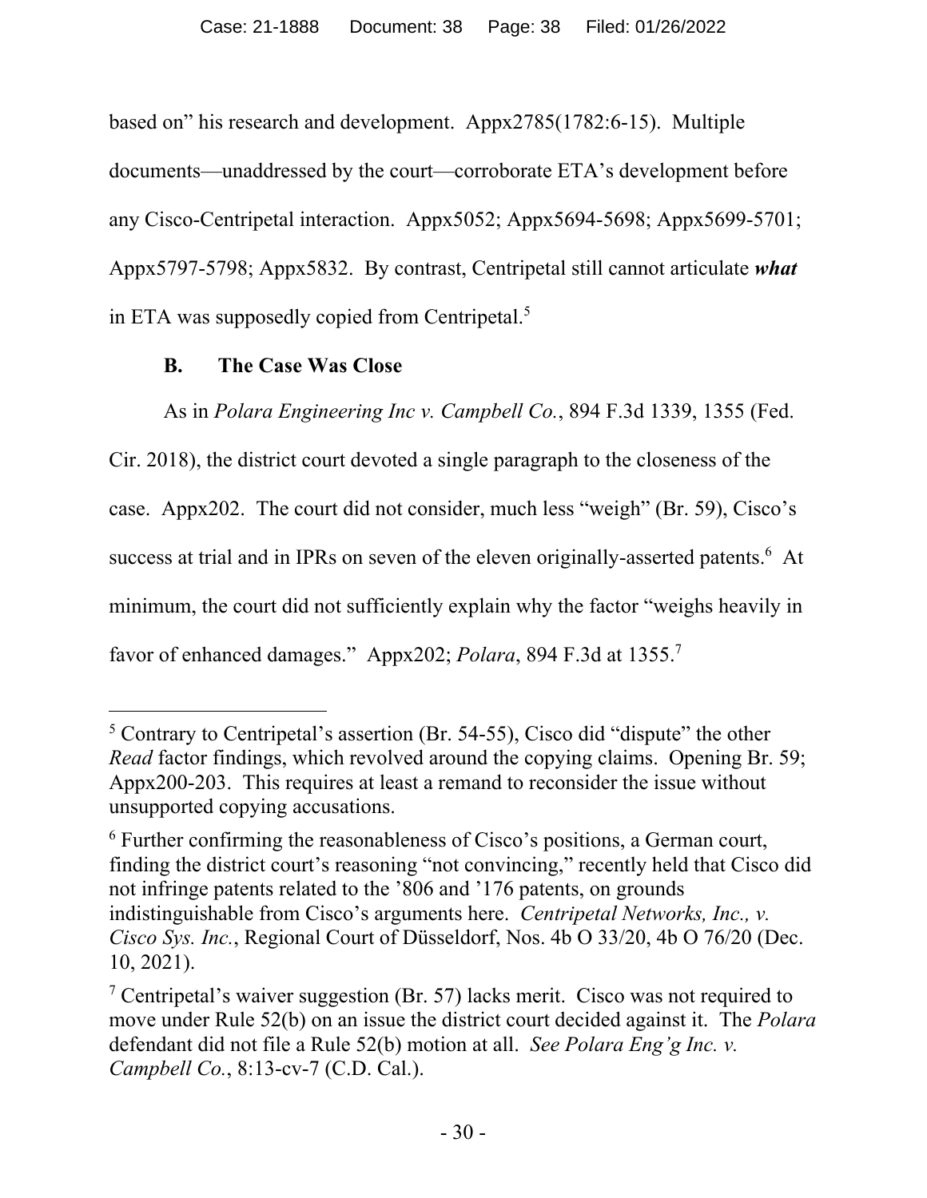based on" his research and development. Appx2785(1782:6-15). Multiple documents—unaddressed by the court—corroborate ETA's development before any Cisco-Centripetal interaction. Appx5052; Appx5694-5698; Appx5699-5701; Appx5797-5798; Appx5832. By contrast, Centripetal still cannot articulate ***what*** in ETA was supposedly copied from Centripetal.[5]

### B. The Case Was Close

As in *Polara Engineering Inc v. Campbell Co.*, 894 F.3d 1339, 1355 (Fed. Cir. 2018), the district court devoted a single paragraph to the closeness of the case. Appx202. The court did not consider, much less "weigh" (Br. 59), Cisco's success at trial and in IPRs on seven of the eleven originally-asserted patents.[6] At minimum, the court did not sufficiently explain why the factor "weighs heavily in favor of enhanced damages." Appx202; *Polara*, 894 F.3d at 1355.[7]

---

[5] Contrary to Centripetal's assertion (Br. 54-55), Cisco did "dispute" the other *Read* factor findings, which revolved around the copying claims. Opening Br. 59; Appx200-203. This requires at least a remand to reconsider the issue without unsupported copying accusations.

[6] Further confirming the reasonableness of Cisco's positions, a German court, finding the district court's reasoning "not convincing," recently held that Cisco did not infringe patents related to the '806 and '176 patents, on grounds indistinguishable from Cisco's arguments here. *Centripetal Networks, Inc., v. Cisco Sys. Inc.*, Regional Court of Düsseldorf, Nos. 4b O 33/20, 4b O 76/20 (Dec. 10, 2021).

[7] Centripetal's waiver suggestion (Br. 57) lacks merit. Cisco was not required to move under Rule 52(b) on an issue the district court decided against it. The *Polara* defendant did not file a Rule 52(b) motion at all. *See Polara Eng'g Inc. v. Campbell Co.*, 8:13-cv-7 (C.D. Cal.).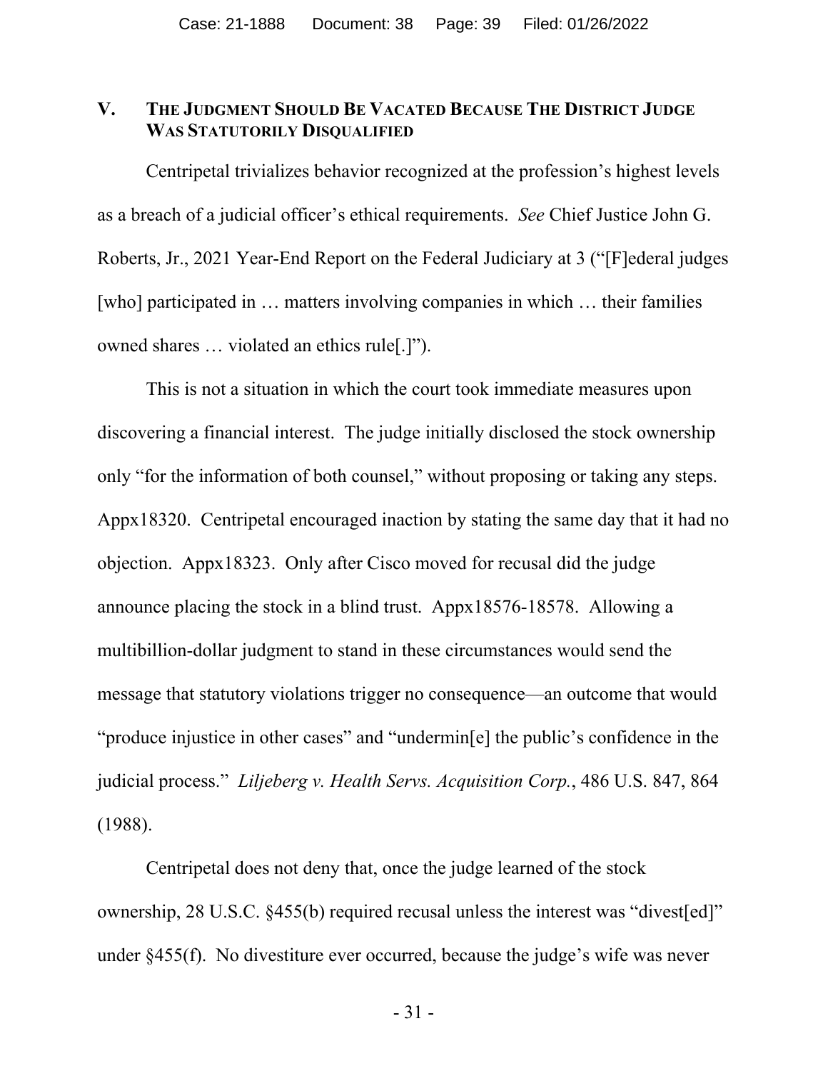## V. THE JUDGMENT SHOULD BE VACATED BECAUSE THE DISTRICT JUDGE WAS STATUTORILY DISQUALIFIED

Centripetal trivializes behavior recognized at the profession's highest levels as a breach of a judicial officer's ethical requirements. *See* Chief Justice John G. Roberts, Jr., 2021 Year-End Report on the Federal Judiciary at 3 ("[F]ederal judges [who] participated in … matters involving companies in which … their families owned shares … violated an ethics rule[.]").

This is not a situation in which the court took immediate measures upon discovering a financial interest. The judge initially disclosed the stock ownership only "for the information of both counsel," without proposing or taking any steps. Appx18320. Centripetal encouraged inaction by stating the same day that it had no objection. Appx18323. Only after Cisco moved for recusal did the judge announce placing the stock in a blind trust. Appx18576-18578. Allowing a multibillion-dollar judgment to stand in these circumstances would send the message that statutory violations trigger no consequence—an outcome that would "produce injustice in other cases" and "undermin[e] the public's confidence in the judicial process." *Liljeberg v. Health Servs. Acquisition Corp.*, 486 U.S. 847, 864 (1988).

Centripetal does not deny that, once the judge learned of the stock ownership, 28 U.S.C. §455(b) required recusal unless the interest was "divest[ed]" under §455(f). No divestiture ever occurred, because the judge's wife was never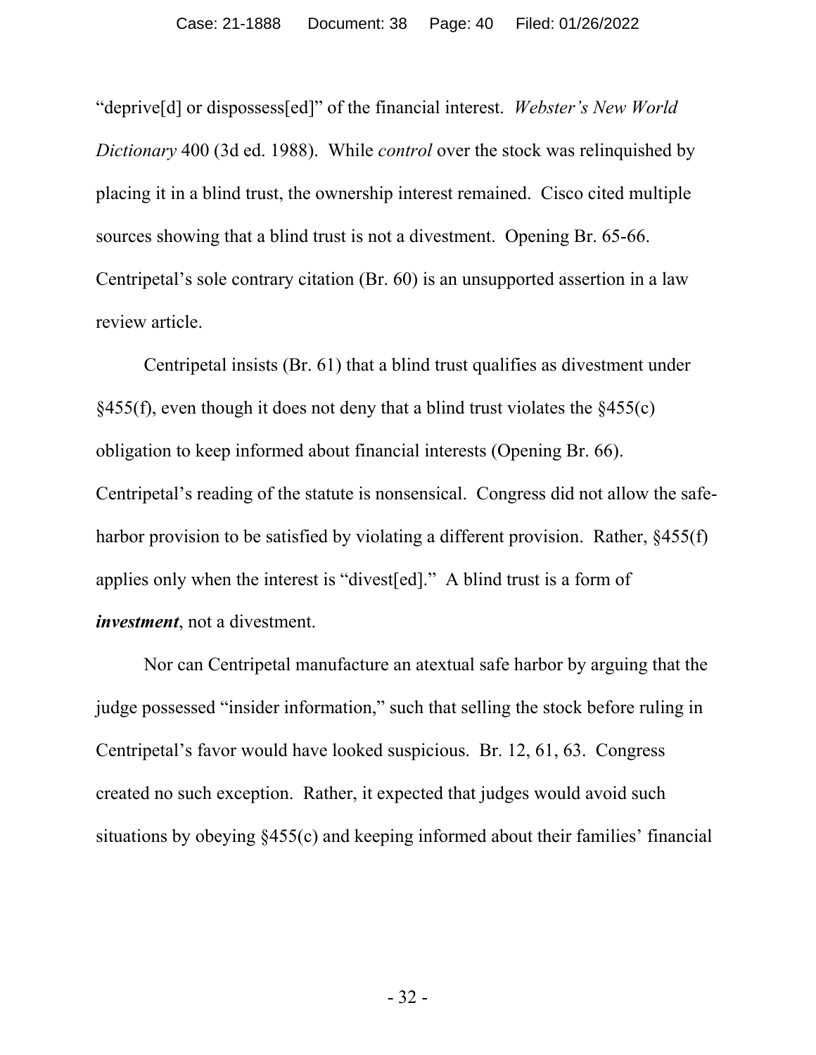"deprive[d] or dispossess[ed]" of the financial interest. *Webster's New World Dictionary* 400 (3d ed. 1988). While *control* over the stock was relinquished by placing it in a blind trust, the ownership interest remained. Cisco cited multiple sources showing that a blind trust is not a divestment. Opening Br. 65-66. Centripetal's sole contrary citation (Br. 60) is an unsupported assertion in a law review article.

Centripetal insists (Br. 61) that a blind trust qualifies as divestment under §455(f), even though it does not deny that a blind trust violates the §455(c) obligation to keep informed about financial interests (Opening Br. 66). Centripetal's reading of the statute is nonsensical. Congress did not allow the safe-harbor provision to be satisfied by violating a different provision. Rather, §455(f) applies only when the interest is "divest[ed]." A blind trust is a form of ***investment***, not a divestment.

Nor can Centripetal manufacture an atextual safe harbor by arguing that the judge possessed "insider information," such that selling the stock before ruling in Centripetal's favor would have looked suspicious. Br. 12, 61, 63. Congress created no such exception. Rather, it expected that judges would avoid such situations by obeying §455(c) and keeping informed about their families' financial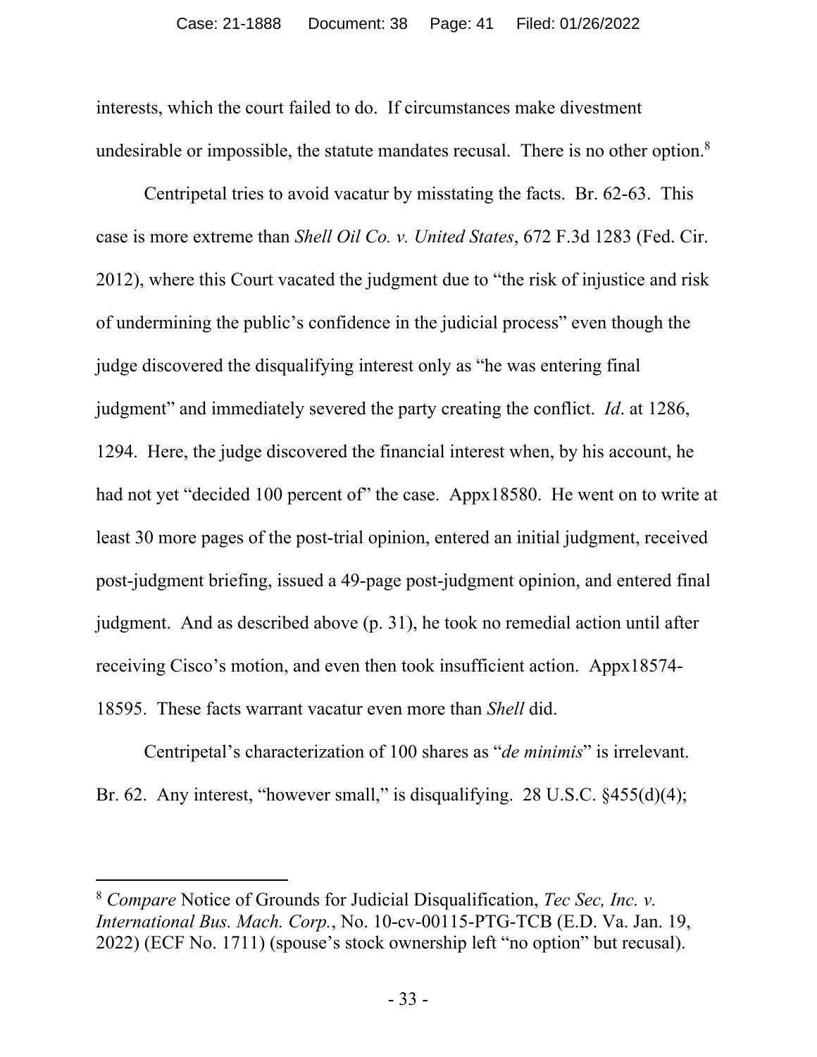interests, which the court failed to do. If circumstances make divestment undesirable or impossible, the statute mandates recusal. There is no other option.[8]

Centripetal tries to avoid vacatur by misstating the facts. Br. 62-63. This case is more extreme than *Shell Oil Co. v. United States*, 672 F.3d 1283 (Fed. Cir. 2012), where this Court vacated the judgment due to "the risk of injustice and risk of undermining the public's confidence in the judicial process" even though the judge discovered the disqualifying interest only as "he was entering final judgment" and immediately severed the party creating the conflict. *Id*. at 1286, 1294. Here, the judge discovered the financial interest when, by his account, he had not yet "decided 100 percent of" the case. Appx18580. He went on to write at least 30 more pages of the post-trial opinion, entered an initial judgment, received post-judgment briefing, issued a 49-page post-judgment opinion, and entered final judgment. And as described above (p. 31), he took no remedial action until after receiving Cisco's motion, and even then took insufficient action. Appx18574-18595. These facts warrant vacatur even more than *Shell* did.

Centripetal's characterization of 100 shares as "*de minimis*" is irrelevant. Br. 62. Any interest, "however small," is disqualifying. 28 U.S.C. §455(d)(4);

---

[8] *Compare* Notice of Grounds for Judicial Disqualification, *Tec Sec, Inc. v. International Bus. Mach. Corp.*, No. 10-cv-00115-PTG-TCB (E.D. Va. Jan. 19, 2022) (ECF No. 1711) (spouse's stock ownership left "no option" but recusal).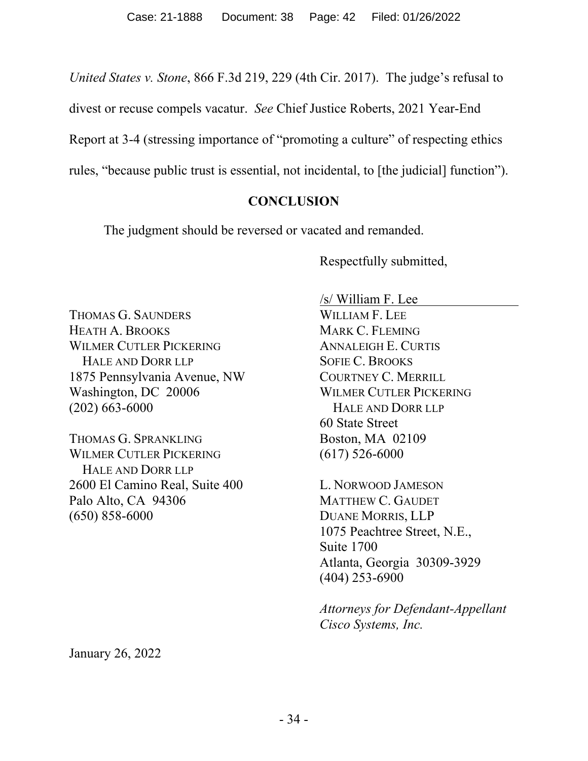*United States v. Stone*, 866 F.3d 219, 229 (4th Cir. 2017). The judge's refusal to divest or recuse compels vacatur. *See* Chief Justice Roberts, 2021 Year-End Report at 3-4 (stressing importance of "promoting a culture" of respecting ethics rules, "because public trust is essential, not incidental, to [the judicial] function").

## CONCLUSION

The judgment should be reversed or vacated and remanded.

Respectfully submitted,

/s/ William F. Lee

WILLIAM F. LEE
MARK C. FLEMING
ANNALEIGH E. CURTIS
SOFIE C. BROOKS
COURTNEY C. MERRILL
WILMER CUTLER PICKERING
HALE AND DORR LLP
60 State Street
Boston, MA 02109
(617) 526-6000

L. NORWOOD JAMESON
MATTHEW C. GAUDET
DUANE MORRIS, LLP
1075 Peachtree Street, N.E.,
Suite 1700
Atlanta, Georgia 30309-3929
(404) 253-6900

*Attorneys for Defendant-Appellant Cisco Systems, Inc.*

THOMAS G. SAUNDERS
HEATH A. BROOKS
WILMER CUTLER PICKERING
HALE AND DORR LLP
1875 Pennsylvania Avenue, NW
Washington, DC 20006
(202) 663-6000

THOMAS G. SPRANKLING
WILMER CUTLER PICKERING
HALE AND DORR LLP
2600 El Camino Real, Suite 400
Palo Alto, CA 94306
(650) 858-6000

January 26, 2022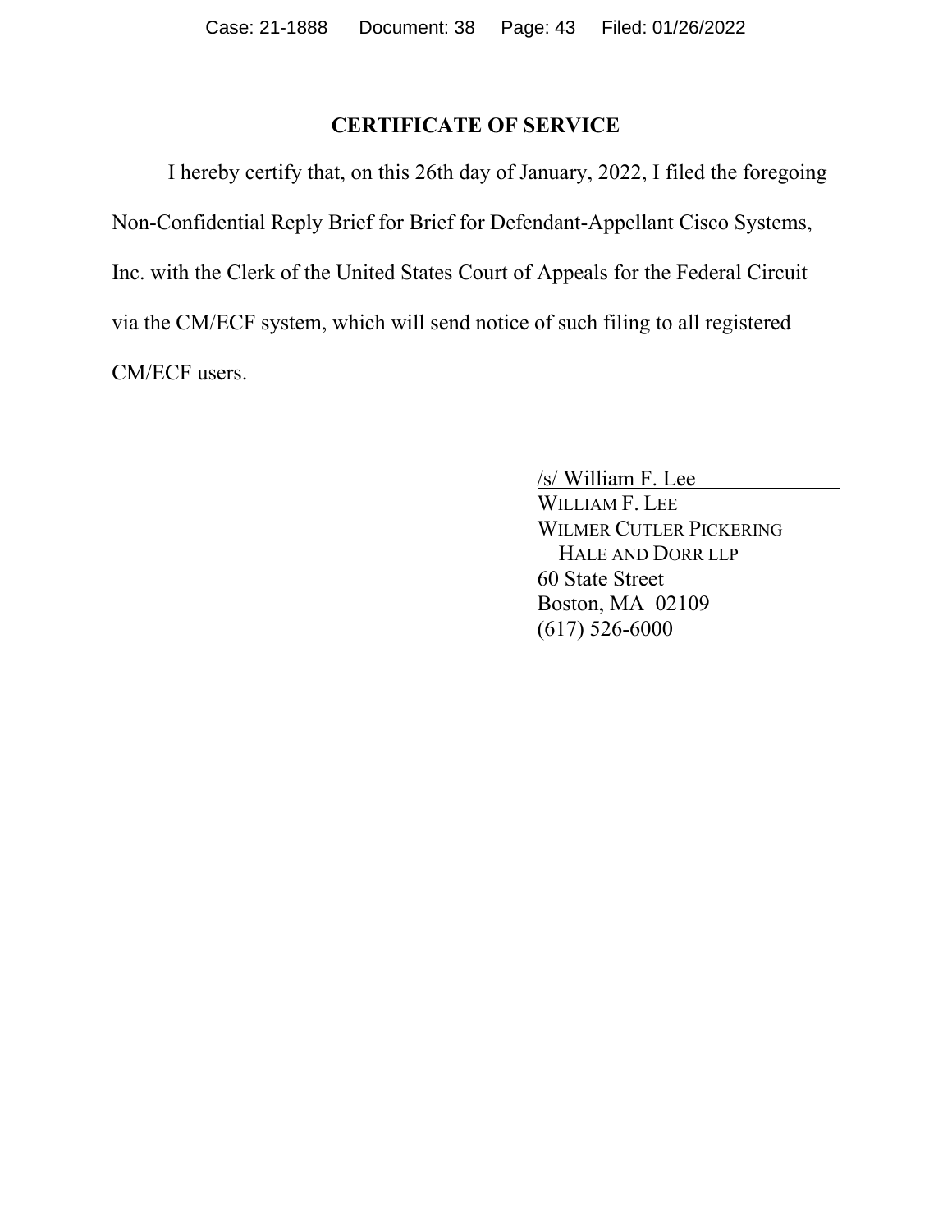## CERTIFICATE OF SERVICE

I hereby certify that, on this 26th day of January, 2022, I filed the foregoing Non-Confidential Reply Brief for Brief for Defendant-Appellant Cisco Systems, Inc. with the Clerk of the United States Court of Appeals for the Federal Circuit via the CM/ECF system, which will send notice of such filing to all registered CM/ECF users.

/s/ William F. Lee
WILLIAM F. LEE
WILMER CUTLER PICKERING
HALE AND DORR LLP
60 State Street
Boston, MA 02109
(617) 526-6000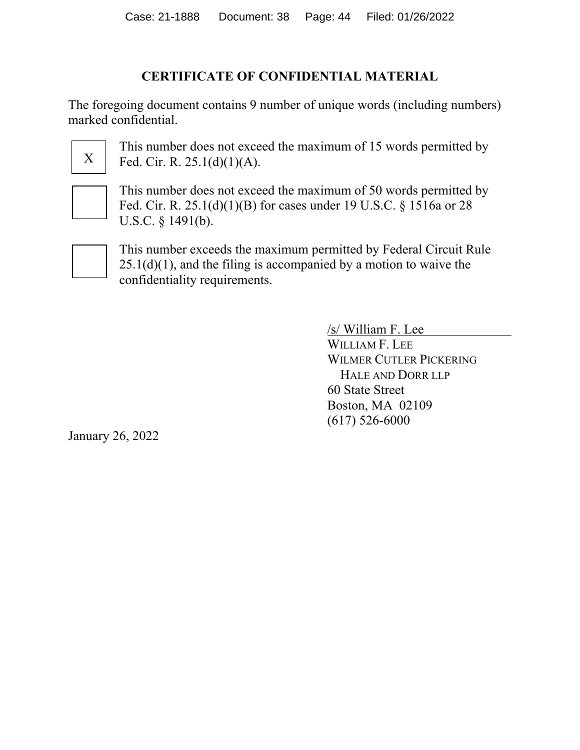## CERTIFICATE OF CONFIDENTIAL MATERIAL

The foregoing document contains 9 number of unique words (including numbers) marked confidential.

- [X] This number does not exceed the maximum of 15 words permitted by Fed. Cir. R. 25.1(d)(1)(A).
- [ ] This number does not exceed the maximum of 50 words permitted by Fed. Cir. R. 25.1(d)(1)(B) for cases under 19 U.S.C. § 1516a or 28 U.S.C. § 1491(b).
- [ ] This number exceeds the maximum permitted by Federal Circuit Rule 25.1(d)(1), and the filing is accompanied by a motion to waive the confidentiality requirements.

/s/ William F. Lee
WILLIAM F. LEE
WILMER CUTLER PICKERING
HALE AND DORR LLP
60 State Street
Boston, MA 02109
(617) 526-6000

January 26, 2022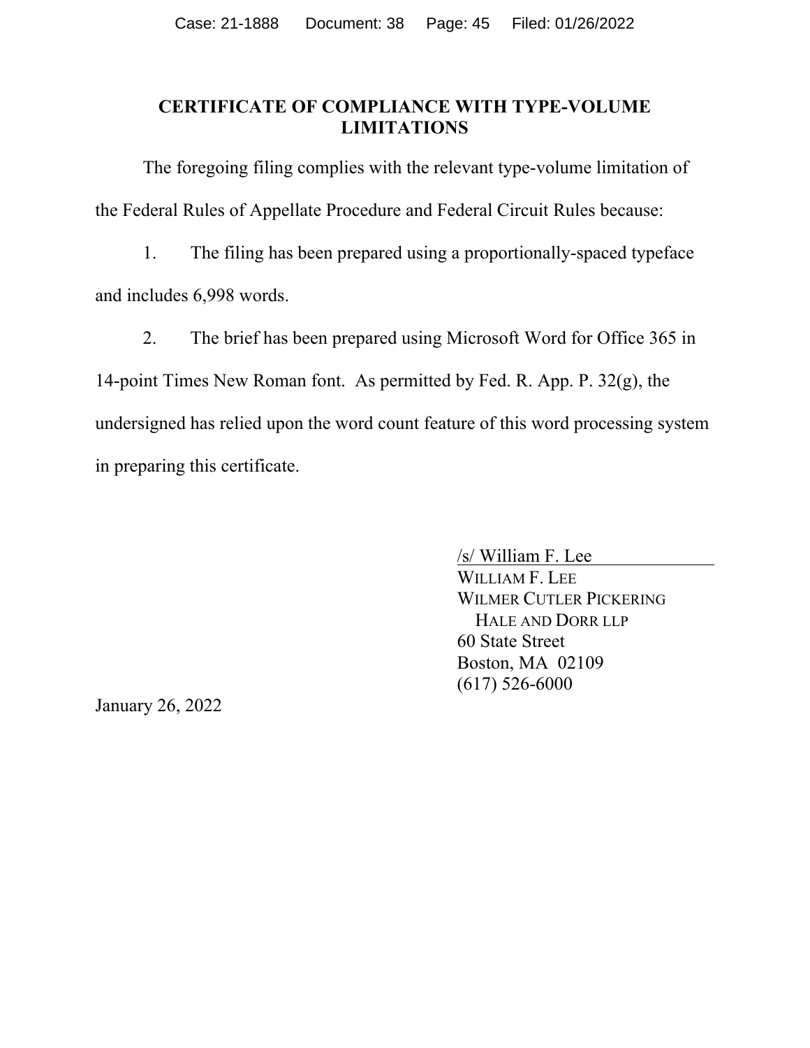## CERTIFICATE OF COMPLIANCE WITH TYPE-VOLUME LIMITATIONS

The foregoing filing complies with the relevant type-volume limitation of the Federal Rules of Appellate Procedure and Federal Circuit Rules because:

1. The filing has been prepared using a proportionally-spaced typeface and includes 6,998 words.

2. The brief has been prepared using Microsoft Word for Office 365 in 14-point Times New Roman font. As permitted by Fed. R. App. P. 32(g), the undersigned has relied upon the word count feature of this word processing system in preparing this certificate.

/s/ William F. Lee
WILLIAM F. LEE
WILMER CUTLER PICKERING
HALE AND DORR LLP
60 State Street
Boston, MA 02109
(617) 526-6000

January 26, 2022